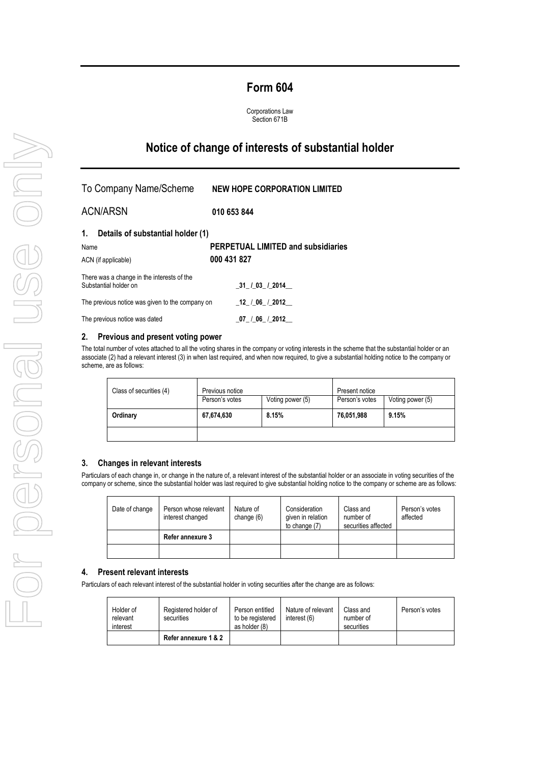# Form 604

Corporations Law
Section 671B

# Notice of change of interests of substantial holder

| To Company Name/Scheme | **NEW HOPE CORPORATION LIMITED** |
|---|---|
| ACN/ARSN | **010 653 844** |

## 1. Details of substantial holder (1)

| | |
|---|---|
| Name | **PERPETUAL LIMITED and subsidiaries** |
| ACN (if applicable) | **000 431 827** |
| There was a change in the interests of the Substantial holder on | **_31_ /_03_ /_2014__** |
| The previous notice was given to the company on | **_12_ /_06_ /_2012__** |
| The previous notice was dated | **_07_ /_06_ /_2012__** |

## 2. Previous and present voting power

The total number of votes attached to all the voting shares in the company or voting interests in the scheme that the substantial holder or an associate (2) had a relevant interest (3) in when last required, and when now required, to give a substantial holding notice to the company or scheme, are as follows:

| Class of securities (4) | Previous notice | | Present notice | |
|---|---|---|---|---|
| | Person's votes | Voting power (5) | Person's votes | Voting power (5) |
| **Ordinary** | **67,674,630** | **8.15%** | **76,051,988** | **9.15%** |
| | | | | |

## 3. Changes in relevant interests

Particulars of each change in, or change in the nature of, a relevant interest of the substantial holder or an associate in voting securities of the company or scheme, since the substantial holder was last required to give substantial holding notice to the company or scheme are as follows:

| Date of change | Person whose relevant interest changed | Nature of change (6) | Consideration given in relation to change (7) | Class and number of securities affected | Person's votes affected |
|---|---|---|---|---|---|
| | **Refer annexure 3** | | | | |
| | | | | | |

## 4. Present relevant interests

Particulars of each relevant interest of the substantial holder in voting securities after the change are as follows:

| Holder of relevant interest | Registered holder of securities | Person entitled to be registered as holder (8) | Nature of relevant interest (6) | Class and number of securities | Person's votes |
|---|---|---|---|---|---|
| | **Refer annexure 1 & 2** | | | | |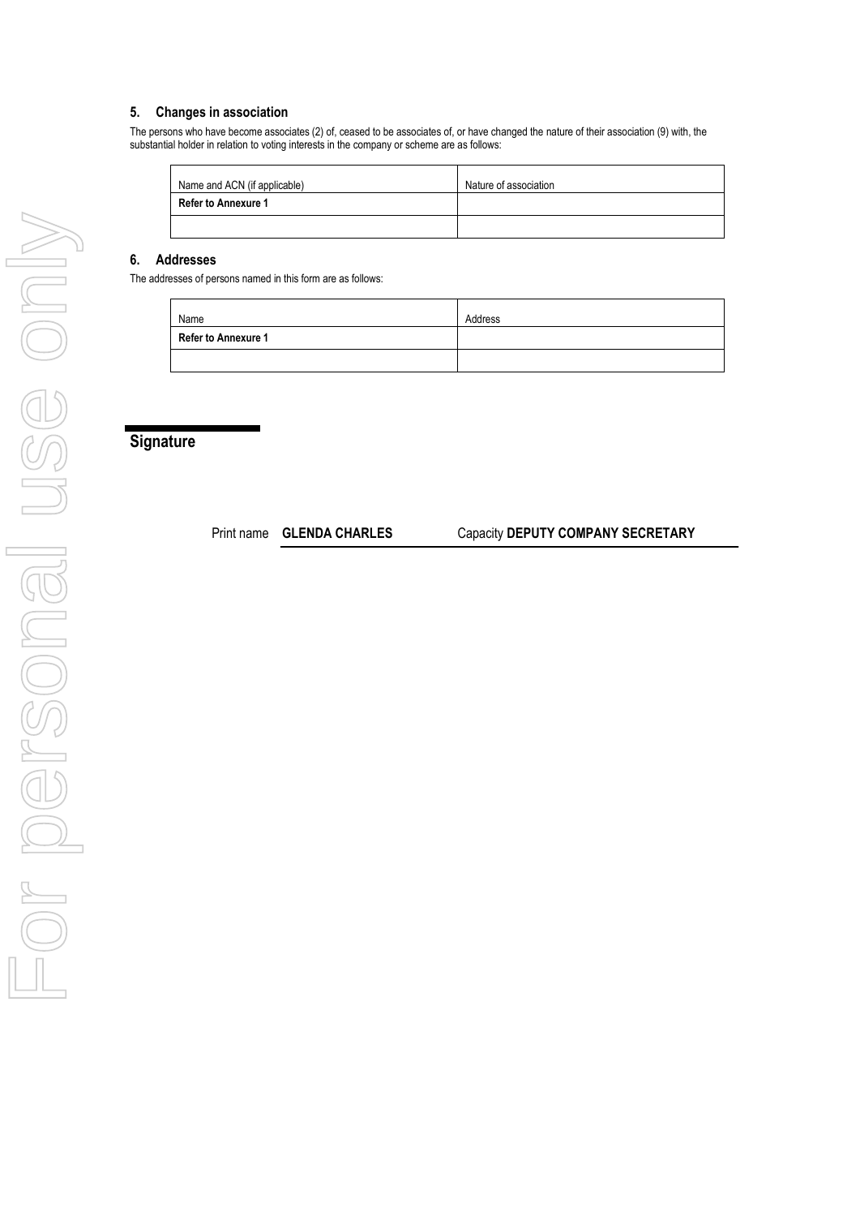## 5. Changes in association

The persons who have become associates (2) of, ceased to be associates of, or have changed the nature of their association (9) with, the substantial holder in relation to voting interests in the company or scheme are as follows:

| Name and ACN (if applicable) | Nature of association |
|---|---|
| **Refer to Annexure 1** | |
| | |

## 6. Addresses

The addresses of persons named in this form are as follows:

| Name | Address |
|---|---|
| **Refer to Annexure 1** | |
| | |

## Signature

Print name **GLENDA CHARLES** Capacity **DEPUTY COMPANY SECRETARY**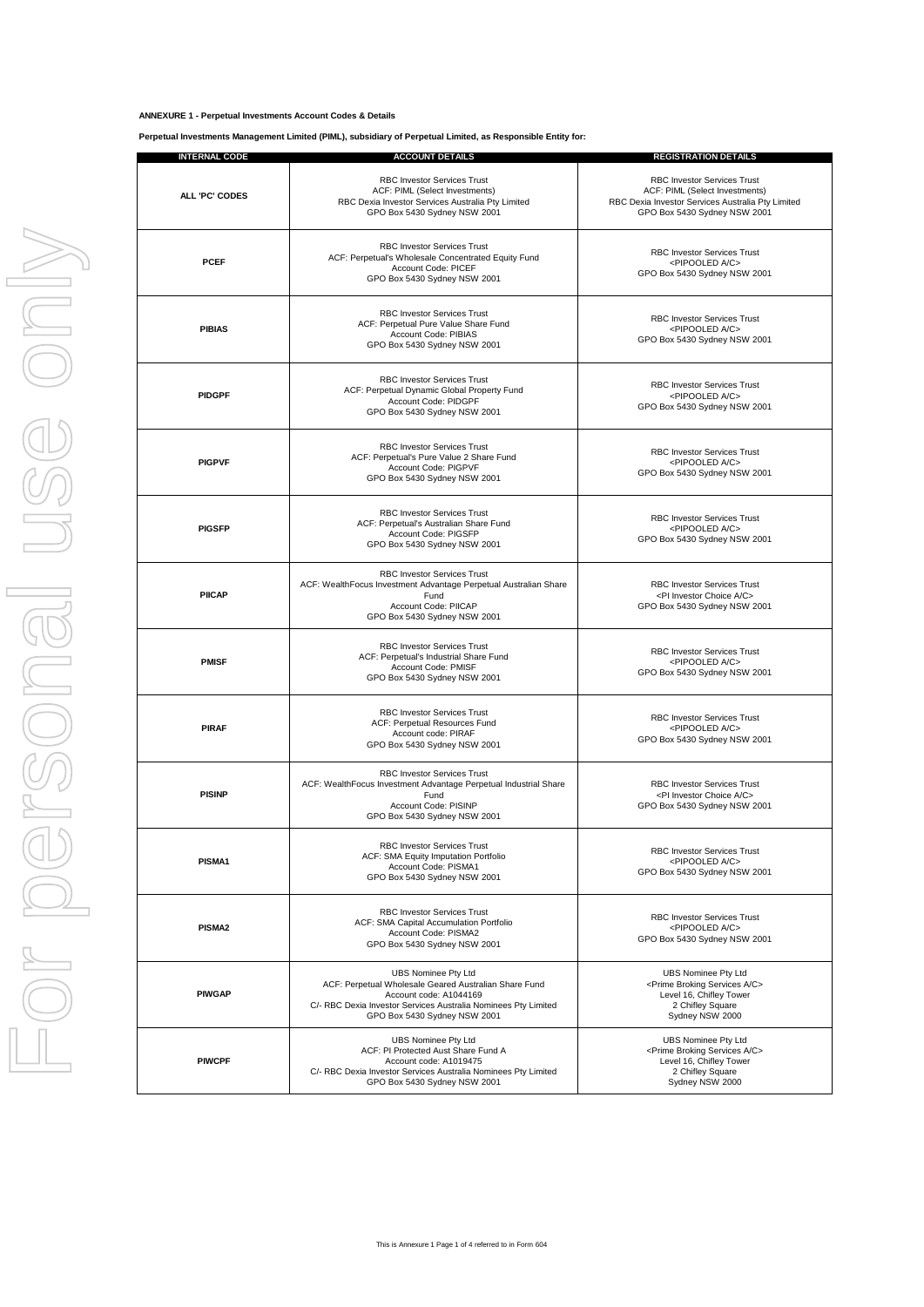**ANNEXURE 1 - Perpetual Investments Account Codes & Details**

**Perpetual Investments Management Limited (PIML), subsidiary of Perpetual Limited, as Responsible Entity for:**

| INTERNAL CODE | ACCOUNT DETAILS | REGISTRATION DETAILS |
|---|---|---|
| **ALL 'PC' CODES** | RBC Investor Services Trust<br>ACF: PIML (Select Investments)<br>RBC Dexia Investor Services Australia Pty Limited<br>GPO Box 5430 Sydney NSW 2001 | RBC Investor Services Trust<br>ACF: PIML (Select Investments)<br>RBC Dexia Investor Services Australia Pty Limited<br>GPO Box 5430 Sydney NSW 2001 |
| **PCEF** | RBC Investor Services Trust<br>ACF: Perpetual's Wholesale Concentrated Equity Fund<br>Account Code: PICEF<br>GPO Box 5430 Sydney NSW 2001 | RBC Investor Services Trust<br><PIPOOLED A/C><br>GPO Box 5430 Sydney NSW 2001 |
| **PIBIAS** | RBC Investor Services Trust<br>ACF: Perpetual Pure Value Share Fund<br>Account Code: PIBIAS<br>GPO Box 5430 Sydney NSW 2001 | RBC Investor Services Trust<br><PIPOOLED A/C><br>GPO Box 5430 Sydney NSW 2001 |
| **PIDGPF** | RBC Investor Services Trust<br>ACF: Perpetual Dynamic Global Property Fund<br>Account Code: PIDGPF<br>GPO Box 5430 Sydney NSW 2001 | RBC Investor Services Trust<br><PIPOOLED A/C><br>GPO Box 5430 Sydney NSW 2001 |
| **PIGPVF** | RBC Investor Services Trust<br>ACF: Perpetual's Pure Value 2 Share Fund<br>Account Code: PIGPVF<br>GPO Box 5430 Sydney NSW 2001 | RBC Investor Services Trust<br><PIPOOLED A/C><br>GPO Box 5430 Sydney NSW 2001 |
| **PIGSFP** | RBC Investor Services Trust<br>ACF: Perpetual's Australian Share Fund<br>Account Code: PIGSFP<br>GPO Box 5430 Sydney NSW 2001 | RBC Investor Services Trust<br><PIPOOLED A/C><br>GPO Box 5430 Sydney NSW 2001 |
| **PIICAP** | RBC Investor Services Trust<br>ACF: WealthFocus Investment Advantage Perpetual Australian Share Fund<br>Account Code: PIICAP<br>GPO Box 5430 Sydney NSW 2001 | RBC Investor Services Trust<br><PI Investor Choice A/C><br>GPO Box 5430 Sydney NSW 2001 |
| **PMISF** | RBC Investor Services Trust<br>ACF: Perpetual's Industrial Share Fund<br>Account Code: PMISF<br>GPO Box 5430 Sydney NSW 2001 | RBC Investor Services Trust<br><PIPOOLED A/C><br>GPO Box 5430 Sydney NSW 2001 |
| **PIRAF** | RBC Investor Services Trust<br>ACF: Perpetual Resources Fund<br>Account code: PIRAF<br>GPO Box 5430 Sydney NSW 2001 | RBC Investor Services Trust<br><PIPOOLED A/C><br>GPO Box 5430 Sydney NSW 2001 |
| **PISINP** | RBC Investor Services Trust<br>ACF: WealthFocus Investment Advantage Perpetual Industrial Share Fund<br>Account Code: PISINP<br>GPO Box 5430 Sydney NSW 2001 | RBC Investor Services Trust<br><PI Investor Choice A/C><br>GPO Box 5430 Sydney NSW 2001 |
| **PISMA1** | RBC Investor Services Trust<br>ACF: SMA Equity Imputation Portfolio<br>Account Code: PISMA1<br>GPO Box 5430 Sydney NSW 2001 | RBC Investor Services Trust<br><PIPOOLED A/C><br>GPO Box 5430 Sydney NSW 2001 |
| **PISMA2** | RBC Investor Services Trust<br>ACF: SMA Capital Accumulation Portfolio<br>Account Code: PISMA2<br>GPO Box 5430 Sydney NSW 2001 | RBC Investor Services Trust<br><PIPOOLED A/C><br>GPO Box 5430 Sydney NSW 2001 |
| **PIWGAP** | UBS Nominee Pty Ltd<br>ACF: Perpetual Wholesale Geared Australian Share Fund<br>Account code: A1044169<br>C/- RBC Dexia Investor Services Australia Nominees Pty Limited<br>GPO Box 5430 Sydney NSW 2001 | UBS Nominee Pty Ltd<br><Prime Broking Services A/C><br>Level 16, Chifley Tower<br>2 Chifley Square<br>Sydney NSW 2000 |
| **PIWCPF** | UBS Nominee Pty Ltd<br>ACF: PI Protected Aust Share Fund A<br>Account code: A1019475<br>C/- RBC Dexia Investor Services Australia Nominees Pty Limited<br>GPO Box 5430 Sydney NSW 2001 | UBS Nominee Pty Ltd<br><Prime Broking Services A/C><br>Level 16, Chifley Tower<br>2 Chifley Square<br>Sydney NSW 2000 |

This is Annexure 1 Page 1 of 4 referred to in Form 604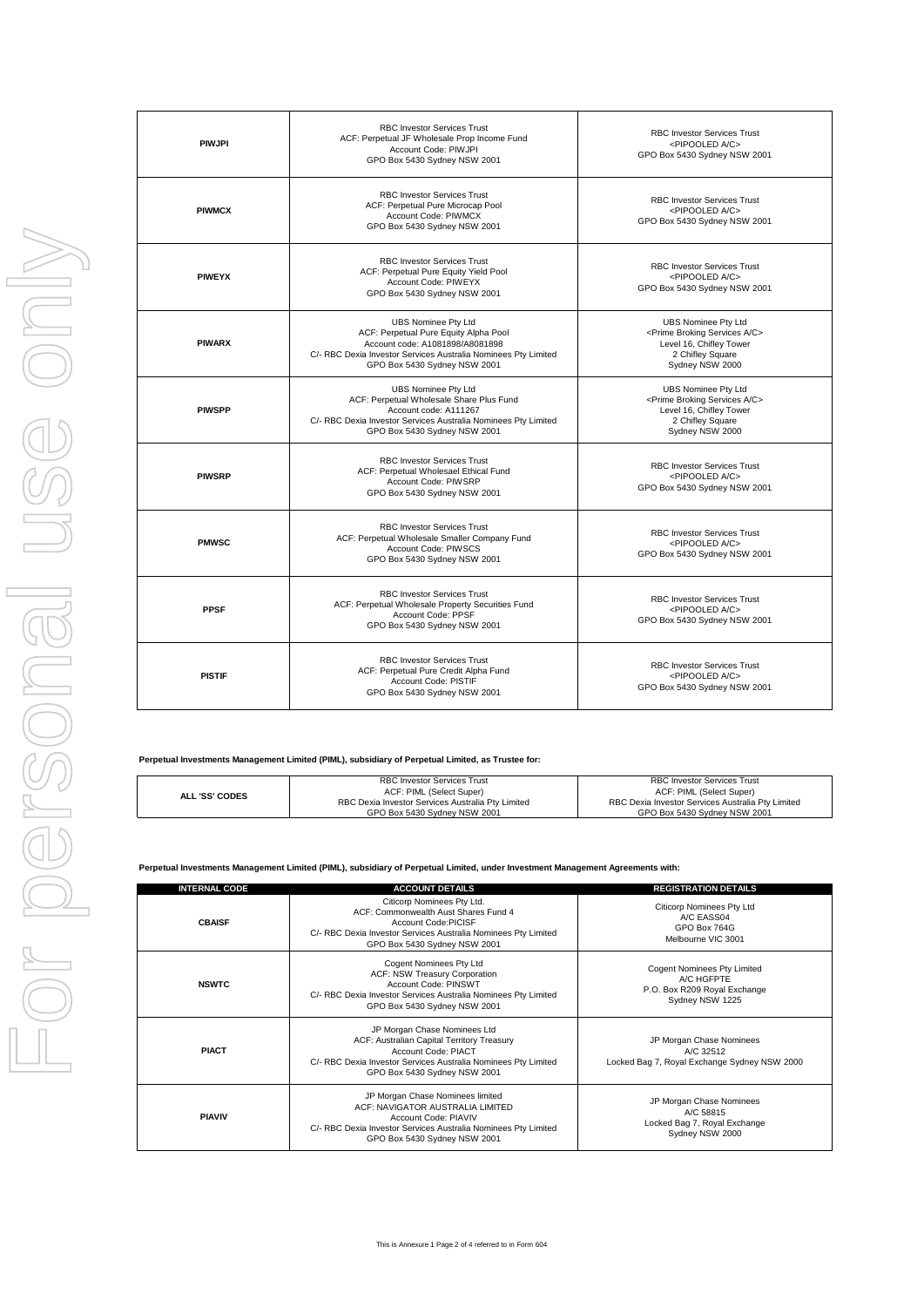| | | |
|---|---|---|
| **PIWJPI** | RBC Investor Services Trust<br>ACF: Perpetual JF Wholesale Prop Income Fund<br>Account Code: PIWJPI<br>GPO Box 5430 Sydney NSW 2001 | RBC Investor Services Trust<br><PIPOOLED A/C><br>GPO Box 5430 Sydney NSW 2001 |
| **PIWMCX** | RBC Investor Services Trust<br>ACF: Perpetual Pure Microcap Pool<br>Account Code: PIWMCX<br>GPO Box 5430 Sydney NSW 2001 | RBC Investor Services Trust<br><PIPOOLED A/C><br>GPO Box 5430 Sydney NSW 2001 |
| **PIWEYX** | RBC Investor Services Trust<br>ACF: Perpetual Pure Equity Yield Pool<br>Account Code: PIWEYX<br>GPO Box 5430 Sydney NSW 2001 | RBC Investor Services Trust<br><PIPOOLED A/C><br>GPO Box 5430 Sydney NSW 2001 |
| **PIWARX** | UBS Nominee Pty Ltd<br>ACF: Perpetual Pure Equity Alpha Pool<br>Account code: A1081898/A8081898<br>C/- RBC Dexia Investor Services Australia Nominees Pty Limited<br>GPO Box 5430 Sydney NSW 2001 | UBS Nominee Pty Ltd<br><Prime Broking Services A/C><br>Level 16, Chifley Tower<br>2 Chifley Square<br>Sydney NSW 2000 |
| **PIWSPP** | UBS Nominee Pty Ltd<br>ACF: Perpetual Wholesale Share Plus Fund<br>Account code: A111267<br>C/- RBC Dexia Investor Services Australia Nominees Pty Limited<br>GPO Box 5430 Sydney NSW 2001 | UBS Nominee Pty Ltd<br><Prime Broking Services A/C><br>Level 16, Chifley Tower<br>2 Chifley Square<br>Sydney NSW 2000 |
| **PIWSRP** | RBC Investor Services Trust<br>ACF: Perpetual Wholesael Ethical Fund<br>Account Code: PIWSRP<br>GPO Box 5430 Sydney NSW 2001 | RBC Investor Services Trust<br><PIPOOLED A/C><br>GPO Box 5430 Sydney NSW 2001 |
| **PMWSC** | RBC Investor Services Trust<br>ACF: Perpetual Wholesale Smaller Company Fund<br>Account Code: PIWSCS<br>GPO Box 5430 Sydney NSW 2001 | RBC Investor Services Trust<br><PIPOOLED A/C><br>GPO Box 5430 Sydney NSW 2001 |
| **PPSF** | RBC Investor Services Trust<br>ACF: Perpetual Wholesale Property Securities Fund<br>Account Code: PPSF<br>GPO Box 5430 Sydney NSW 2001 | RBC Investor Services Trust<br><PIPOOLED A/C><br>GPO Box 5430 Sydney NSW 2001 |
| **PISTIF** | RBC Investor Services Trust<br>ACF: Perpetual Pure Credit Alpha Fund<br>Account Code: PISTIF<br>GPO Box 5430 Sydney NSW 2001 | RBC Investor Services Trust<br><PIPOOLED A/C><br>GPO Box 5430 Sydney NSW 2001 |

**Perpetual Investments Management Limited (PIML), subsidiary of Perpetual Limited, as Trustee for:**

| | | |
|---|---|---|
| **ALL 'SS' CODES** | RBC Investor Services Trust<br>ACF: PIML (Select Super)<br>RBC Dexia Investor Services Australia Pty Limited<br>GPO Box 5430 Sydney NSW 2001 | RBC Investor Services Trust<br>ACF: PIML (Select Super)<br>RBC Dexia Investor Services Australia Pty Limited<br>GPO Box 5430 Sydney NSW 2001 |

**Perpetual Investments Management Limited (PIML), subsidiary of Perpetual Limited, under Investment Management Agreements with:**

| INTERNAL CODE | ACCOUNT DETAILS | REGISTRATION DETAILS |
|---|---|---|
| **CBAISF** | Citicorp Nominees Pty Ltd.<br>ACF: Commonwealth Aust Shares Fund 4<br>Account Code:PICISF<br>C/- RBC Dexia Investor Services Australia Nominees Pty Limited<br>GPO Box 5430 Sydney NSW 2001 | Citicorp Nominees Pty Ltd<br>A/C EASS04<br>GPO Box 764G<br>Melbourne VIC 3001 |
| **NSWTC** | Cogent Nominees Pty Ltd<br>ACF: NSW Treasury Corporation<br>Account Code: PINSWT<br>C/- RBC Dexia Investor Services Australia Nominees Pty Limited<br>GPO Box 5430 Sydney NSW 2001 | Cogent Nominees Pty Limited<br>A/C HGFPTE<br>P.O. Box R209 Royal Exchange<br>Sydney NSW 1225 |
| **PIACT** | JP Morgan Chase Nominees Ltd<br>ACF: Australian Capital Territory Treasury<br>Account Code: PIACT<br>C/- RBC Dexia Investor Services Australia Nominees Pty Limited<br>GPO Box 5430 Sydney NSW 2001 | JP Morgan Chase Nominees<br>A/C 32512<br>Locked Bag 7, Royal Exchange Sydney NSW 2000 |
| **PIAVIV** | JP Morgan Chase Nominees limited<br>ACF: NAVIGATOR AUSTRALIA LIMITED<br>Account Code: PIAVIV<br>C/- RBC Dexia Investor Services Australia Nominees Pty Limited<br>GPO Box 5430 Sydney NSW 2001 | JP Morgan Chase Nominees<br>A/C 58815<br>Locked Bag 7, Royal Exchange<br>Sydney NSW 2000 |

This is Annexure 1 Page 2 of 4 referred to in Form 604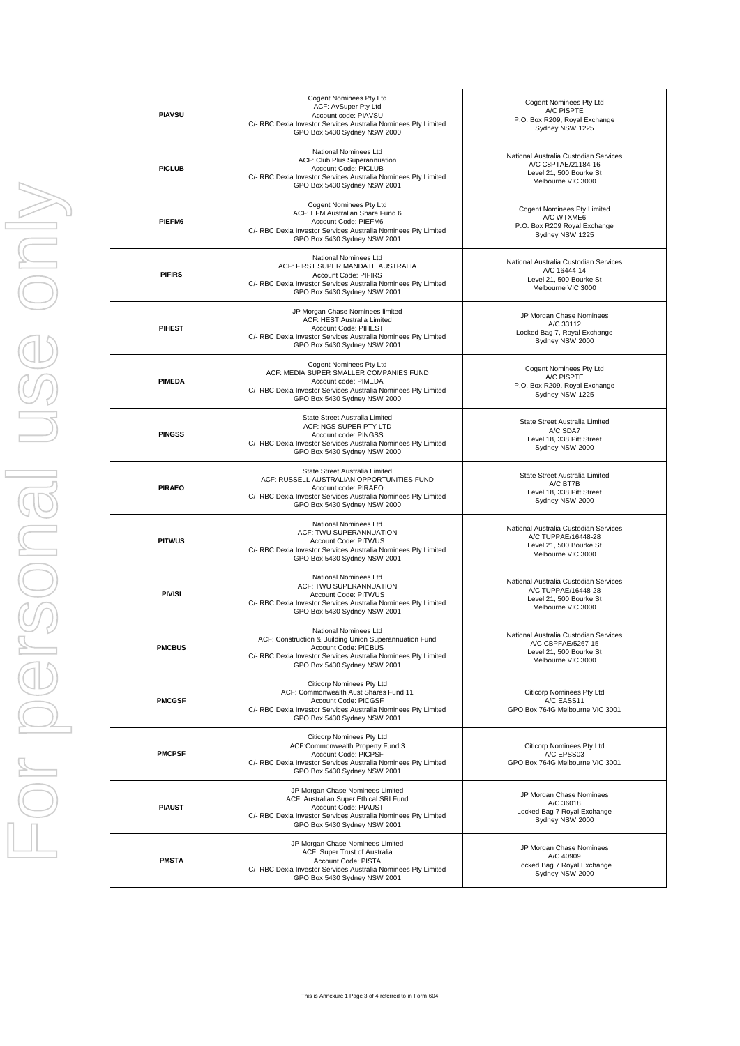| PIAVSU | Cogent Nominees Pty Ltd<br>ACF: AvSuper Pty Ltd<br>Account code: PIAVSU<br>C/- RBC Dexia Investor Services Australia Nominees Pty Limited<br>GPO Box 5430 Sydney NSW 2000 | Cogent Nominees Pty Ltd<br>A/C PISPTE<br>P.O. Box R209, Royal Exchange<br>Sydney NSW 1225 |
|---|---|---|
| PICLUB | National Nominees Ltd<br>ACF: Club Plus Superannuation<br>Account Code: PICLUB<br>C/- RBC Dexia Investor Services Australia Nominees Pty Limited<br>GPO Box 5430 Sydney NSW 2001 | National Australia Custodian Services<br>A/C C8PTAE/21184-16<br>Level 21, 500 Bourke St<br>Melbourne VIC 3000 |
| PIEFM6 | Cogent Nominees Pty Ltd<br>ACF: EFM Australian Share Fund 6<br>Account Code: PIEFM6<br>C/- RBC Dexia Investor Services Australia Nominees Pty Limited<br>GPO Box 5430 Sydney NSW 2001 | Cogent Nominees Pty Limited<br>A/C WTXME6<br>P.O. Box R209 Royal Exchange<br>Sydney NSW 1225 |
| PIFIRS | National Nominees Ltd<br>ACF: FIRST SUPER MANDATE AUSTRALIA<br>Account Code: PIFIRS<br>C/- RBC Dexia Investor Services Australia Nominees Pty Limited<br>GPO Box 5430 Sydney NSW 2001 | National Australia Custodian Services<br>A/C 16444-14<br>Level 21, 500 Bourke St<br>Melbourne VIC 3000 |
| PIHEST | JP Morgan Chase Nominees limited<br>ACF: HEST Australia Limited<br>Account Code: PIHEST<br>C/- RBC Dexia Investor Services Australia Nominees Pty Limited<br>GPO Box 5430 Sydney NSW 2001 | JP Morgan Chase Nominees<br>A/C 33112<br>Locked Bag 7, Royal Exchange<br>Sydney NSW 2000 |
| PIMEDA | Cogent Nominees Pty Ltd<br>ACF: MEDIA SUPER SMALLER COMPANIES FUND<br>Account code: PIMEDA<br>C/- RBC Dexia Investor Services Australia Nominees Pty Limited<br>GPO Box 5430 Sydney NSW 2000 | Cogent Nominees Pty Ltd<br>A/C PISPTE<br>P.O. Box R209, Royal Exchange<br>Sydney NSW 1225 |
| PINGSS | State Street Australia Limited<br>ACF: NGS SUPER PTY LTD<br>Account code: PINGSS<br>C/- RBC Dexia Investor Services Australia Nominees Pty Limited<br>GPO Box 5430 Sydney NSW 2000 | State Street Australia Limited<br>A/C SDA7<br>Level 18, 338 Pitt Street<br>Sydney NSW 2000 |
| PIRAEO | State Street Australia Limited<br>ACF: RUSSELL AUSTRALIAN OPPORTUNITIES FUND<br>Account code: PIRAEO<br>C/- RBC Dexia Investor Services Australia Nominees Pty Limited<br>GPO Box 5430 Sydney NSW 2000 | State Street Australia Limited<br>A/C BT7B<br>Level 18, 338 Pitt Street<br>Sydney NSW 2000 |
| PITWUS | National Nominees Ltd<br>ACF: TWU SUPERANNUATION<br>Account Code: PITWUS<br>C/- RBC Dexia Investor Services Australia Nominees Pty Limited<br>GPO Box 5430 Sydney NSW 2001 | National Australia Custodian Services<br>A/C TUPPAE/16448-28<br>Level 21, 500 Bourke St<br>Melbourne VIC 3000 |
| PIVISI | National Nominees Ltd<br>ACF: TWU SUPERANNUATION<br>Account Code: PITWUS<br>C/- RBC Dexia Investor Services Australia Nominees Pty Limited<br>GPO Box 5430 Sydney NSW 2001 | National Australia Custodian Services<br>A/C TUPPAE/16448-28<br>Level 21, 500 Bourke St<br>Melbourne VIC 3000 |
| PMCBUS | National Nominees Ltd<br>ACF: Construction & Building Union Superannuation Fund<br>Account Code: PICBUS<br>C/- RBC Dexia Investor Services Australia Nominees Pty Limited<br>GPO Box 5430 Sydney NSW 2001 | National Australia Custodian Services<br>A/C CBPFAE/5267-15<br>Level 21, 500 Bourke St<br>Melbourne VIC 3000 |
| PMCGSF | Citicorp Nominees Pty Ltd<br>ACF: Commonwealth Aust Shares Fund 11<br>Account Code: PICGSF<br>C/- RBC Dexia Investor Services Australia Nominees Pty Limited<br>GPO Box 5430 Sydney NSW 2001 | Citicorp Nominees Pty Ltd<br>A/C EASS11<br>GPO Box 764G Melbourne VIC 3001 |
| PMCPSF | Citicorp Nominees Pty Ltd<br>ACF:Commonwealth Property Fund 3<br>Account Code: PICPSF<br>C/- RBC Dexia Investor Services Australia Nominees Pty Limited<br>GPO Box 5430 Sydney NSW 2001 | Citicorp Nominees Pty Ltd<br>A/C EPSS03<br>GPO Box 764G Melbourne VIC 3001 |
| PIAUST | JP Morgan Chase Nominees Limited<br>ACF: Australian Super Ethical SRI Fund<br>Account Code: PIAUST<br>C/- RBC Dexia Investor Services Australia Nominees Pty Limited<br>GPO Box 5430 Sydney NSW 2001 | JP Morgan Chase Nominees<br>A/C 36018<br>Locked Bag 7 Royal Exchange<br>Sydney NSW 2000 |
| PMSTA | JP Morgan Chase Nominees Limited<br>ACF: Super Trust of Australia<br>Account Code: PISTA<br>C/- RBC Dexia Investor Services Australia Nominees Pty Limited<br>GPO Box 5430 Sydney NSW 2001 | JP Morgan Chase Nominees<br>A/C 40909<br>Locked Bag 7 Royal Exchange<br>Sydney NSW 2000 |

This is Annexure 1 Page 3 of 4 referred to in Form 604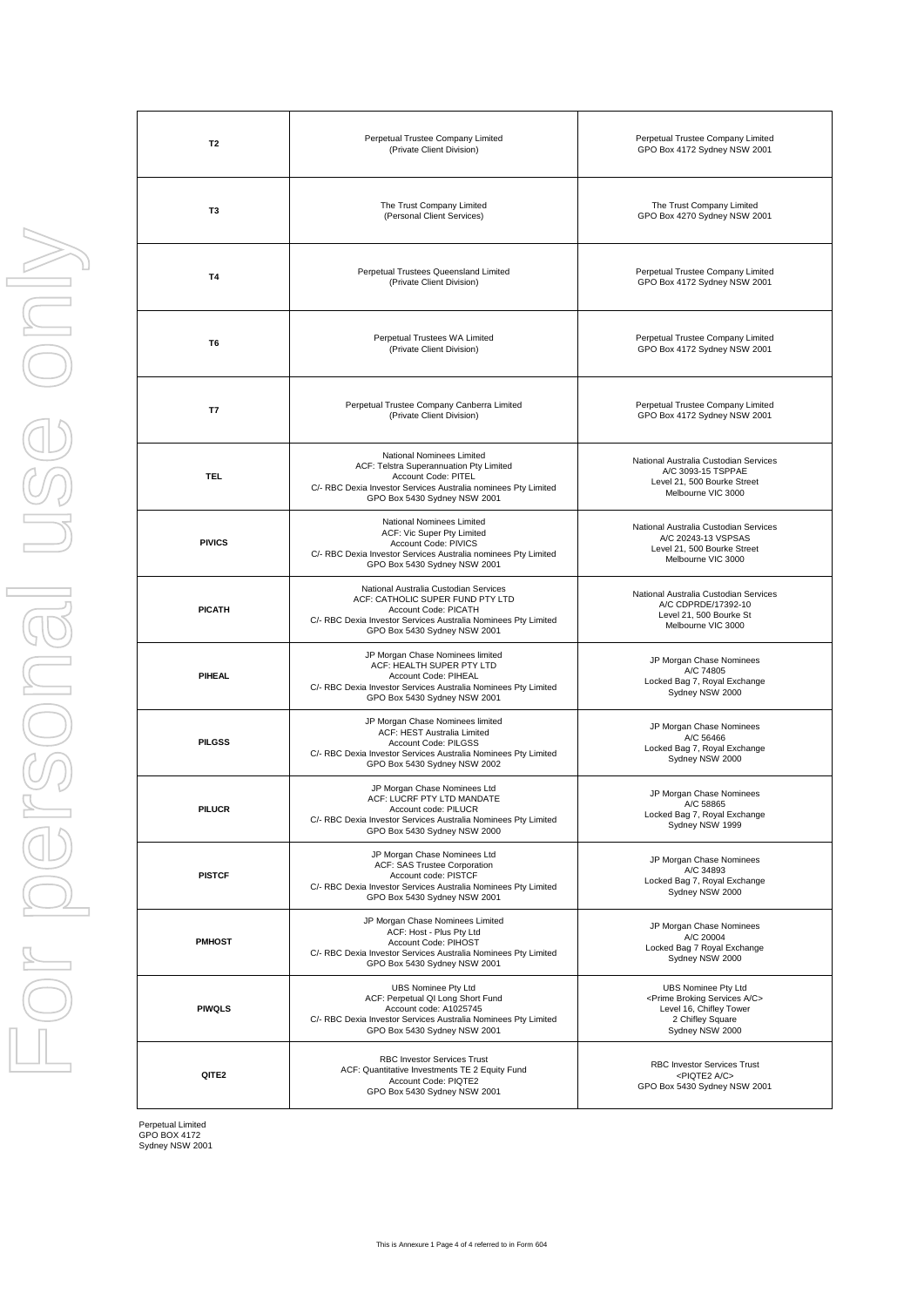| | | |
|---|---|---|
| **T2** | Perpetual Trustee Company Limited<br>(Private Client Division) | Perpetual Trustee Company Limited<br>GPO Box 4172 Sydney NSW 2001 |
| **T3** | The Trust Company Limited<br>(Personal Client Services) | The Trust Company Limited<br>GPO Box 4270 Sydney NSW 2001 |
| **T4** | Perpetual Trustees Queensland Limited<br>(Private Client Division) | Perpetual Trustee Company Limited<br>GPO Box 4172 Sydney NSW 2001 |
| **T6** | Perpetual Trustees WA Limited<br>(Private Client Division) | Perpetual Trustee Company Limited<br>GPO Box 4172 Sydney NSW 2001 |
| **T7** | Perpetual Trustee Company Canberra Limited<br>(Private Client Division) | Perpetual Trustee Company Limited<br>GPO Box 4172 Sydney NSW 2001 |
| **TEL** | National Nominees Limited<br>ACF: Telstra Superannuation Pty Limited<br>Account Code: PITEL<br>C/- RBC Dexia Investor Services Australia nominees Pty Limited<br>GPO Box 5430 Sydney NSW 2001 | National Australia Custodian Services<br>A/C 3093-15 TSPPAE<br>Level 21, 500 Bourke Street<br>Melbourne VIC 3000 |
| **PIVICS** | National Nominees Limited<br>ACF: Vic Super Pty Limited<br>Account Code: PIVICS<br>C/- RBC Dexia Investor Services Australia nominees Pty Limited<br>GPO Box 5430 Sydney NSW 2001 | National Australia Custodian Services<br>A/C 20243-13 VSPSAS<br>Level 21, 500 Bourke Street<br>Melbourne VIC 3000 |
| **PICATH** | National Australia Custodian Services<br>ACF: CATHOLIC SUPER FUND PTY LTD<br>Account Code: PICATH<br>C/- RBC Dexia Investor Services Australia Nominees Pty Limited<br>GPO Box 5430 Sydney NSW 2001 | National Australia Custodian Services<br>A/C CDPRDE/17392-10<br>Level 21, 500 Bourke St<br>Melbourne VIC 3000 |
| **PIHEAL** | JP Morgan Chase Nominees limited<br>ACF: HEALTH SUPER PTY LTD<br>Account Code: PIHEAL<br>C/- RBC Dexia Investor Services Australia Nominees Pty Limited<br>GPO Box 5430 Sydney NSW 2001 | JP Morgan Chase Nominees<br>A/C 74805<br>Locked Bag 7, Royal Exchange<br>Sydney NSW 2000 |
| **PILGSS** | JP Morgan Chase Nominees limited<br>ACF: HEST Australia Limited<br>Account Code: PILGSS<br>C/- RBC Dexia Investor Services Australia Nominees Pty Limited<br>GPO Box 5430 Sydney NSW 2002 | JP Morgan Chase Nominees<br>A/C 56466<br>Locked Bag 7, Royal Exchange<br>Sydney NSW 2000 |
| **PILUCR** | JP Morgan Chase Nominees Ltd<br>ACF: LUCRF PTY LTD MANDATE<br>Account code: PILUCR<br>C/- RBC Dexia Investor Services Australia Nominees Pty Limited<br>GPO Box 5430 Sydney NSW 2000 | JP Morgan Chase Nominees<br>A/C 58865<br>Locked Bag 7, Royal Exchange<br>Sydney NSW 1999 |
| **PISTCF** | JP Morgan Chase Nominees Ltd<br>ACF: SAS Trustee Corporation<br>Account code: PISTCF<br>C/- RBC Dexia Investor Services Australia Nominees Pty Limited<br>GPO Box 5430 Sydney NSW 2001 | JP Morgan Chase Nominees<br>A/C 34893<br>Locked Bag 7, Royal Exchange<br>Sydney NSW 2000 |
| **PMHOST** | JP Morgan Chase Nominees Limited<br>ACF: Host - Plus Pty Ltd<br>Account Code: PIHOST<br>C/- RBC Dexia Investor Services Australia Nominees Pty Limited<br>GPO Box 5430 Sydney NSW 2001 | JP Morgan Chase Nominees<br>A/C 20004<br>Locked Bag 7 Royal Exchange<br>Sydney NSW 2000 |
| **PIWQLS** | UBS Nominee Pty Ltd<br>ACF: Perpetual QI Long Short Fund<br>Account code: A1025745<br>C/- RBC Dexia Investor Services Australia Nominees Pty Limited<br>GPO Box 5430 Sydney NSW 2001 | UBS Nominee Pty Ltd<br><Prime Broking Services A/C><br>Level 16, Chifley Tower<br>2 Chifley Square<br>Sydney NSW 2000 |
| **QITE2** | RBC Investor Services Trust<br>ACF: Quantitative Investments TE 2 Equity Fund<br>Account Code: PIQTE2<br>GPO Box 5430 Sydney NSW 2001 | RBC Investor Services Trust<br><PIQTE2 A/C><br>GPO Box 5430 Sydney NSW 2001 |

Perpetual Limited
GPO BOX 4172
Sydney NSW 2001

This is Annexure 1 Page 4 of 4 referred to in Form 604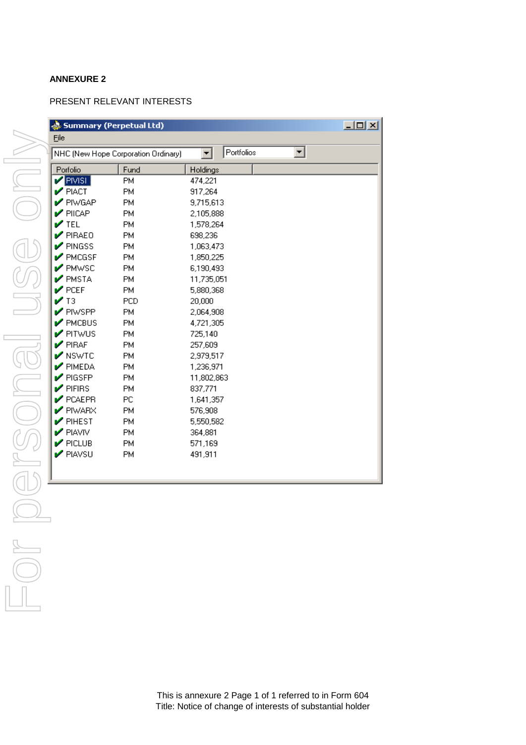**ANNEXURE 2**

PRESENT RELEVANT INTERESTS

Summary (Perpetual Ltd)

File

NHC (New Hope Corporation Ordinary) | Portfolios

| Porfolio | Fund | Holdings |
|---|---|---|
| PIVISI | PM | 474,221 |
| PIACT | PM | 917,264 |
| PIWGAP | PM | 9,715,613 |
| PIICAP | PM | 2,105,888 |
| TEL | PM | 1,578,264 |
| PIRAEO | PM | 698,236 |
| PINGSS | PM | 1,063,473 |
| PMCGSF | PM | 1,850,225 |
| PMWSC | PM | 6,190,493 |
| PMSTA | PM | 11,735,051 |
| PCEF | PM | 5,880,368 |
| T3 | PCD | 20,000 |
| PIWSPP | PM | 2,064,908 |
| PMCBUS | PM | 4,721,305 |
| PITWUS | PM | 725,140 |
| PIRAF | PM | 257,609 |
| NSWTC | PM | 2,979,517 |
| PIMEDA | PM | 1,236,971 |
| PIGSFP | PM | 11,802,863 |
| PIFIRS | PM | 837,771 |
| PCAEPR | PC | 1,641,357 |
| PIWARX | PM | 576,908 |
| PIHEST | PM | 5,550,582 |
| PIAVIV | PM | 364,881 |
| PICLUB | PM | 571,169 |
| PIAVSU | PM | 491,911 |

This is annexure 2 Page 1 of 1 referred to in Form 604
Title: Notice of change of interests of substantial holder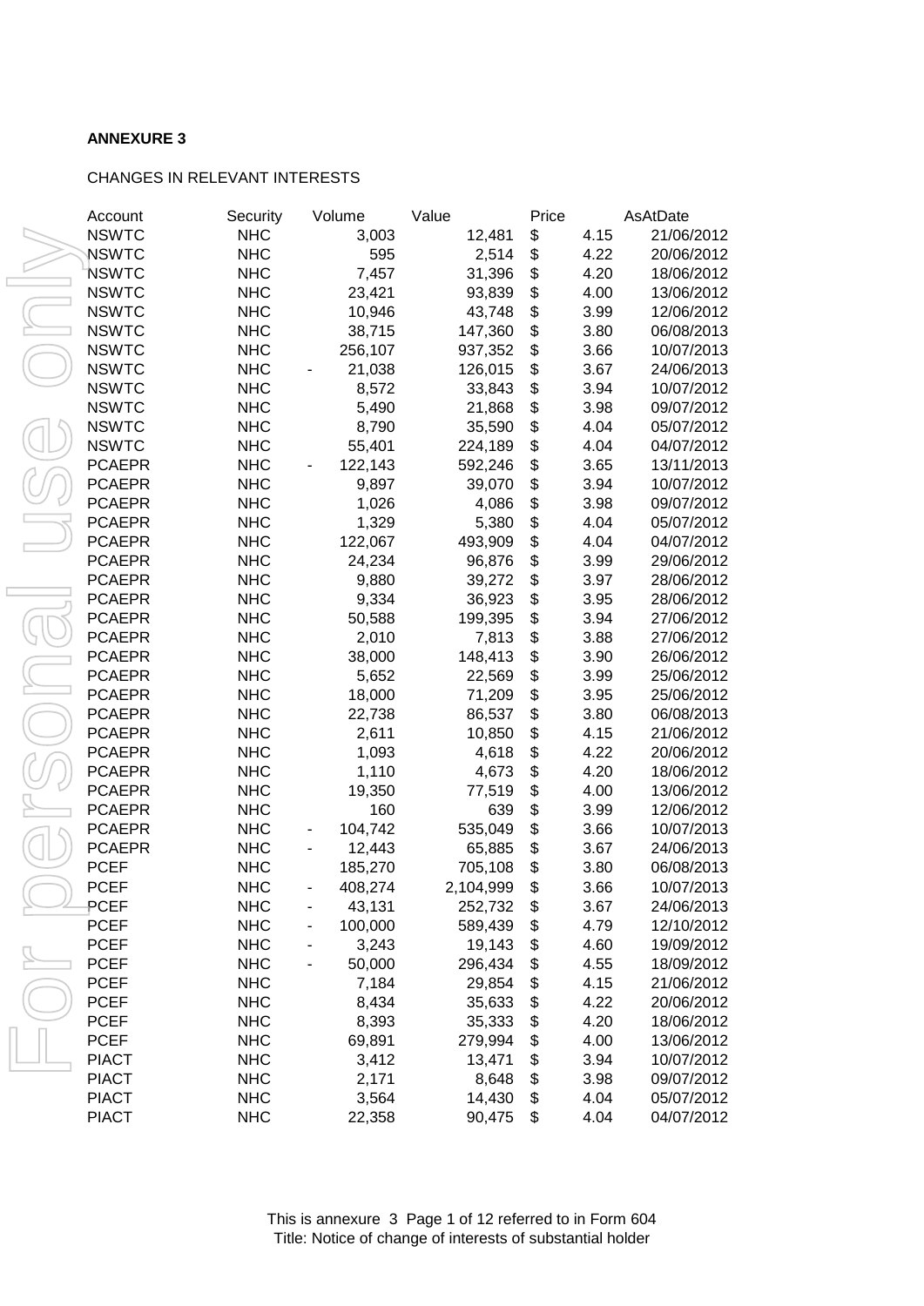**ANNEXURE 3**

CHANGES IN RELEVANT INTERESTS

| Account | Security | Volume | Value | Price | AsAtDate |
|---|---|---|---|---|---|
| NSWTC | NHC | 3,003 | 12,481 | $ 4.15 | 21/06/2012 |
| NSWTC | NHC | 595 | 2,514 | $ 4.22 | 20/06/2012 |
| NSWTC | NHC | 7,457 | 31,396 | $ 4.20 | 18/06/2012 |
| NSWTC | NHC | 23,421 | 93,839 | $ 4.00 | 13/06/2012 |
| NSWTC | NHC | 10,946 | 43,748 | $ 3.99 | 12/06/2012 |
| NSWTC | NHC | 38,715 | 147,360 | $ 3.80 | 06/08/2013 |
| NSWTC | NHC | 256,107 | 937,352 | $ 3.66 | 10/07/2013 |
| NSWTC | NHC | - 21,038 | 126,015 | $ 3.67 | 24/06/2013 |
| NSWTC | NHC | 8,572 | 33,843 | $ 3.94 | 10/07/2012 |
| NSWTC | NHC | 5,490 | 21,868 | $ 3.98 | 09/07/2012 |
| NSWTC | NHC | 8,790 | 35,590 | $ 4.04 | 05/07/2012 |
| NSWTC | NHC | 55,401 | 224,189 | $ 4.04 | 04/07/2012 |
| PCAEPR | NHC | - 122,143 | 592,246 | $ 3.65 | 13/11/2013 |
| PCAEPR | NHC | 9,897 | 39,070 | $ 3.94 | 10/07/2012 |
| PCAEPR | NHC | 1,026 | 4,086 | $ 3.98 | 09/07/2012 |
| PCAEPR | NHC | 1,329 | 5,380 | $ 4.04 | 05/07/2012 |
| PCAEPR | NHC | 122,067 | 493,909 | $ 4.04 | 04/07/2012 |
| PCAEPR | NHC | 24,234 | 96,876 | $ 3.99 | 29/06/2012 |
| PCAEPR | NHC | 9,880 | 39,272 | $ 3.97 | 28/06/2012 |
| PCAEPR | NHC | 9,334 | 36,923 | $ 3.95 | 28/06/2012 |
| PCAEPR | NHC | 50,588 | 199,395 | $ 3.94 | 27/06/2012 |
| PCAEPR | NHC | 2,010 | 7,813 | $ 3.88 | 27/06/2012 |
| PCAEPR | NHC | 38,000 | 148,413 | $ 3.90 | 26/06/2012 |
| PCAEPR | NHC | 5,652 | 22,569 | $ 3.99 | 25/06/2012 |
| PCAEPR | NHC | 18,000 | 71,209 | $ 3.95 | 25/06/2012 |
| PCAEPR | NHC | 22,738 | 86,537 | $ 3.80 | 06/08/2013 |
| PCAEPR | NHC | 2,611 | 10,850 | $ 4.15 | 21/06/2012 |
| PCAEPR | NHC | 1,093 | 4,618 | $ 4.22 | 20/06/2012 |
| PCAEPR | NHC | 1,110 | 4,673 | $ 4.20 | 18/06/2012 |
| PCAEPR | NHC | 19,350 | 77,519 | $ 4.00 | 13/06/2012 |
| PCAEPR | NHC | 160 | 639 | $ 3.99 | 12/06/2012 |
| PCAEPR | NHC | - 104,742 | 535,049 | $ 3.66 | 10/07/2013 |
| PCAEPR | NHC | - 12,443 | 65,885 | $ 3.67 | 24/06/2013 |
| PCEF | NHC | 185,270 | 705,108 | $ 3.80 | 06/08/2013 |
| PCEF | NHC | - 408,274 | 2,104,999 | $ 3.66 | 10/07/2013 |
| PCEF | NHC | - 43,131 | 252,732 | $ 3.67 | 24/06/2013 |
| PCEF | NHC | - 100,000 | 589,439 | $ 4.79 | 12/10/2012 |
| PCEF | NHC | - 3,243 | 19,143 | $ 4.60 | 19/09/2012 |
| PCEF | NHC | - 50,000 | 296,434 | $ 4.55 | 18/09/2012 |
| PCEF | NHC | 7,184 | 29,854 | $ 4.15 | 21/06/2012 |
| PCEF | NHC | 8,434 | 35,633 | $ 4.22 | 20/06/2012 |
| PCEF | NHC | 8,393 | 35,333 | $ 4.20 | 18/06/2012 |
| PCEF | NHC | 69,891 | 279,994 | $ 4.00 | 13/06/2012 |
| PIACT | NHC | 3,412 | 13,471 | $ 3.94 | 10/07/2012 |
| PIACT | NHC | 2,171 | 8,648 | $ 3.98 | 09/07/2012 |
| PIACT | NHC | 3,564 | 14,430 | $ 4.04 | 05/07/2012 |
| PIACT | NHC | 22,358 | 90,475 | $ 4.04 | 04/07/2012 |

This is annexure 3 Page 1 of 12 referred to in Form 604
Title: Notice of change of interests of substantial holder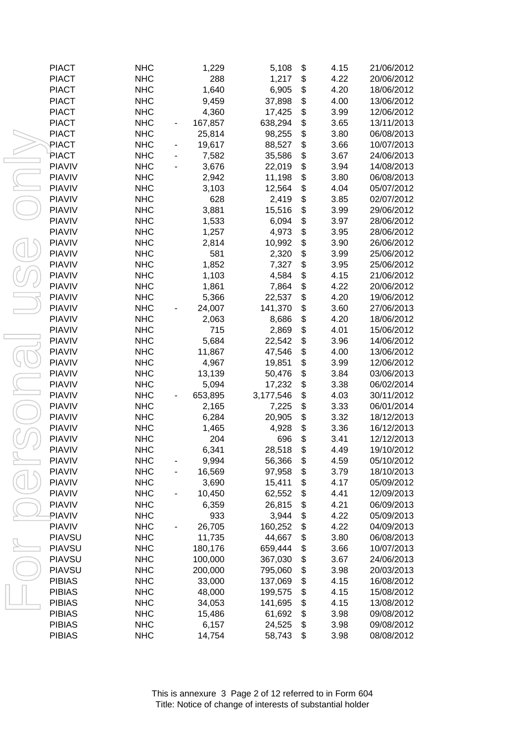| | | | | | | | |
|---|---|---|---|---|---|---|---|
| PIACT | NHC | | 1,229 | 5,108 | $ | 4.15 | 21/06/2012 |
| PIACT | NHC | | 288 | 1,217 | $ | 4.22 | 20/06/2012 |
| PIACT | NHC | | 1,640 | 6,905 | $ | 4.20 | 18/06/2012 |
| PIACT | NHC | | 9,459 | 37,898 | $ | 4.00 | 13/06/2012 |
| PIACT | NHC | | 4,360 | 17,425 | $ | 3.99 | 12/06/2012 |
| PIACT | NHC | - | 167,857 | 638,294 | $ | 3.65 | 13/11/2013 |
| PIACT | NHC | | 25,814 | 98,255 | $ | 3.80 | 06/08/2013 |
| PIACT | NHC | - | 19,617 | 88,527 | $ | 3.66 | 10/07/2013 |
| PIACT | NHC | - | 7,582 | 35,586 | $ | 3.67 | 24/06/2013 |
| PIAVIV | NHC | - | 3,676 | 22,019 | $ | 3.94 | 14/08/2013 |
| PIAVIV | NHC | | 2,942 | 11,198 | $ | 3.80 | 06/08/2013 |
| PIAVIV | NHC | | 3,103 | 12,564 | $ | 4.04 | 05/07/2012 |
| PIAVIV | NHC | | 628 | 2,419 | $ | 3.85 | 02/07/2012 |
| PIAVIV | NHC | | 3,881 | 15,516 | $ | 3.99 | 29/06/2012 |
| PIAVIV | NHC | | 1,533 | 6,094 | $ | 3.97 | 28/06/2012 |
| PIAVIV | NHC | | 1,257 | 4,973 | $ | 3.95 | 28/06/2012 |
| PIAVIV | NHC | | 2,814 | 10,992 | $ | 3.90 | 26/06/2012 |
| PIAVIV | NHC | | 581 | 2,320 | $ | 3.99 | 25/06/2012 |
| PIAVIV | NHC | | 1,852 | 7,327 | $ | 3.95 | 25/06/2012 |
| PIAVIV | NHC | | 1,103 | 4,584 | $ | 4.15 | 21/06/2012 |
| PIAVIV | NHC | | 1,861 | 7,864 | $ | 4.22 | 20/06/2012 |
| PIAVIV | NHC | | 5,366 | 22,537 | $ | 4.20 | 19/06/2012 |
| PIAVIV | NHC | - | 24,007 | 141,370 | $ | 3.60 | 27/06/2013 |
| PIAVIV | NHC | | 2,063 | 8,686 | $ | 4.20 | 18/06/2012 |
| PIAVIV | NHC | | 715 | 2,869 | $ | 4.01 | 15/06/2012 |
| PIAVIV | NHC | | 5,684 | 22,542 | $ | 3.96 | 14/06/2012 |
| PIAVIV | NHC | | 11,867 | 47,546 | $ | 4.00 | 13/06/2012 |
| PIAVIV | NHC | | 4,967 | 19,851 | $ | 3.99 | 12/06/2012 |
| PIAVIV | NHC | | 13,139 | 50,476 | $ | 3.84 | 03/06/2013 |
| PIAVIV | NHC | | 5,094 | 17,232 | $ | 3.38 | 06/02/2014 |
| PIAVIV | NHC | - | 653,895 | 3,177,546 | $ | 4.03 | 30/11/2012 |
| PIAVIV | NHC | | 2,165 | 7,225 | $ | 3.33 | 06/01/2014 |
| PIAVIV | NHC | | 6,284 | 20,905 | $ | 3.32 | 18/12/2013 |
| PIAVIV | NHC | | 1,465 | 4,928 | $ | 3.36 | 16/12/2013 |
| PIAVIV | NHC | | 204 | 696 | $ | 3.41 | 12/12/2013 |
| PIAVIV | NHC | | 6,341 | 28,518 | $ | 4.49 | 19/10/2012 |
| PIAVIV | NHC | - | 9,994 | 56,366 | $ | 4.59 | 05/10/2012 |
| PIAVIV | NHC | - | 16,569 | 97,958 | $ | 3.79 | 18/10/2013 |
| PIAVIV | NHC | | 3,690 | 15,411 | $ | 4.17 | 05/09/2012 |
| PIAVIV | NHC | - | 10,450 | 62,552 | $ | 4.41 | 12/09/2013 |
| PIAVIV | NHC | | 6,359 | 26,815 | $ | 4.21 | 06/09/2013 |
| PIAVIV | NHC | | 933 | 3,944 | $ | 4.22 | 05/09/2013 |
| PIAVIV | NHC | - | 26,705 | 160,252 | $ | 4.22 | 04/09/2013 |
| PIAVSU | NHC | | 11,735 | 44,667 | $ | 3.80 | 06/08/2013 |
| PIAVSU | NHC | | 180,176 | 659,444 | $ | 3.66 | 10/07/2013 |
| PIAVSU | NHC | | 100,000 | 367,030 | $ | 3.67 | 24/06/2013 |
| PIAVSU | NHC | | 200,000 | 795,060 | $ | 3.98 | 20/03/2013 |
| PIBIAS | NHC | | 33,000 | 137,069 | $ | 4.15 | 16/08/2012 |
| PIBIAS | NHC | | 48,000 | 199,575 | $ | 4.15 | 15/08/2012 |
| PIBIAS | NHC | | 34,053 | 141,695 | $ | 4.15 | 13/08/2012 |
| PIBIAS | NHC | | 15,486 | 61,692 | $ | 3.98 | 09/08/2012 |
| PIBIAS | NHC | | 6,157 | 24,525 | $ | 3.98 | 09/08/2012 |
| PIBIAS | NHC | | 14,754 | 58,743 | $ | 3.98 | 08/08/2012 |

This is annexure 3 Page 2 of 12 referred to in Form 604
Title: Notice of change of interests of substantial holder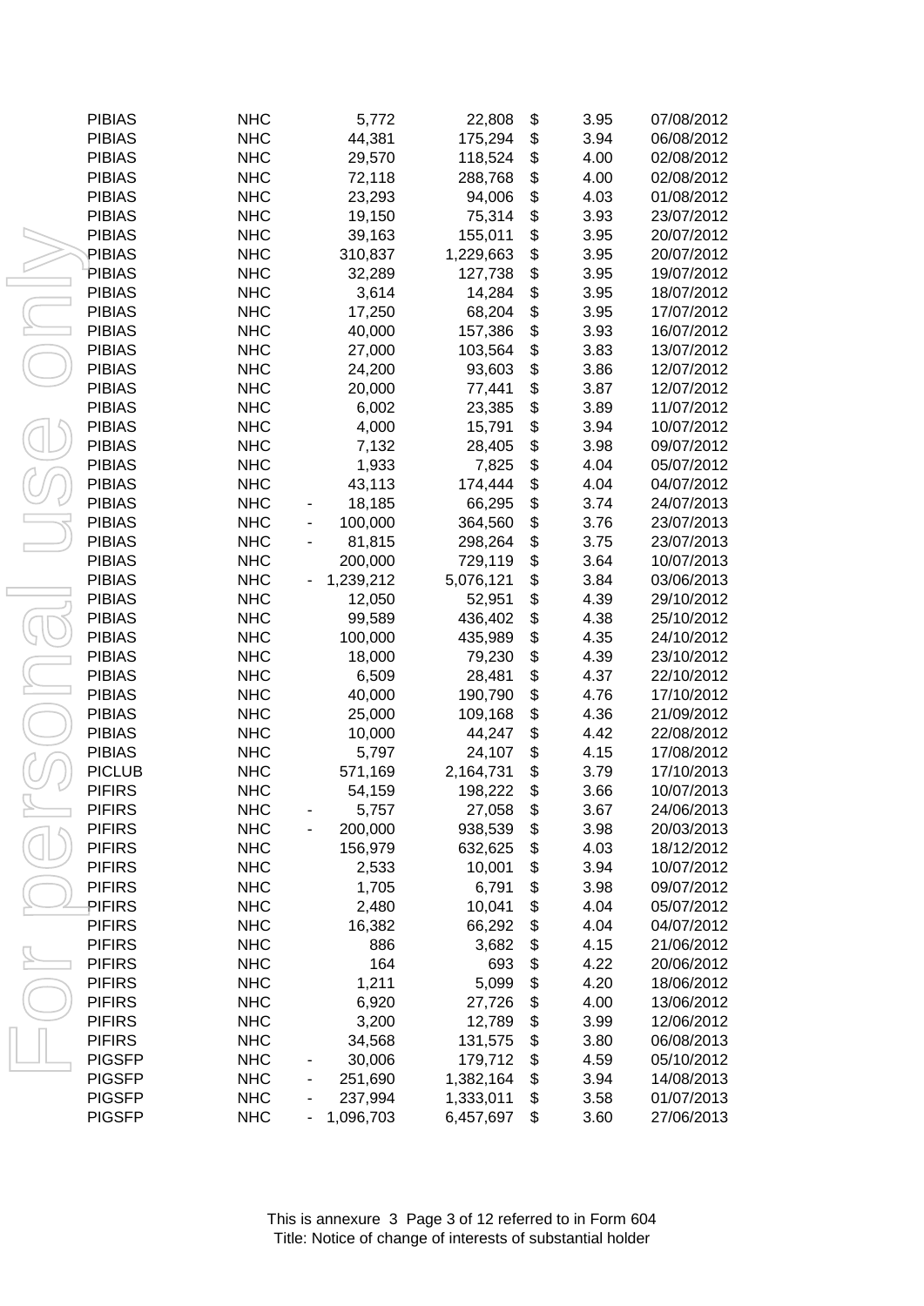| | | | | | | |
|---|---|---|---|---|---|---|
| PIBIAS | NHC | 5,772 | 22,808 | $ | 3.95 | 07/08/2012 |
| PIBIAS | NHC | 44,381 | 175,294 | $ | 3.94 | 06/08/2012 |
| PIBIAS | NHC | 29,570 | 118,524 | $ | 4.00 | 02/08/2012 |
| PIBIAS | NHC | 72,118 | 288,768 | $ | 4.00 | 02/08/2012 |
| PIBIAS | NHC | 23,293 | 94,006 | $ | 4.03 | 01/08/2012 |
| PIBIAS | NHC | 19,150 | 75,314 | $ | 3.93 | 23/07/2012 |
| PIBIAS | NHC | 39,163 | 155,011 | $ | 3.95 | 20/07/2012 |
| PIBIAS | NHC | 310,837 | 1,229,663 | $ | 3.95 | 20/07/2012 |
| PIBIAS | NHC | 32,289 | 127,738 | $ | 3.95 | 19/07/2012 |
| PIBIAS | NHC | 3,614 | 14,284 | $ | 3.95 | 18/07/2012 |
| PIBIAS | NHC | 17,250 | 68,204 | $ | 3.95 | 17/07/2012 |
| PIBIAS | NHC | 40,000 | 157,386 | $ | 3.93 | 16/07/2012 |
| PIBIAS | NHC | 27,000 | 103,564 | $ | 3.83 | 13/07/2012 |
| PIBIAS | NHC | 24,200 | 93,603 | $ | 3.86 | 12/07/2012 |
| PIBIAS | NHC | 20,000 | 77,441 | $ | 3.87 | 12/07/2012 |
| PIBIAS | NHC | 6,002 | 23,385 | $ | 3.89 | 11/07/2012 |
| PIBIAS | NHC | 4,000 | 15,791 | $ | 3.94 | 10/07/2012 |
| PIBIAS | NHC | 7,132 | 28,405 | $ | 3.98 | 09/07/2012 |
| PIBIAS | NHC | 1,933 | 7,825 | $ | 4.04 | 05/07/2012 |
| PIBIAS | NHC | 43,113 | 174,444 | $ | 4.04 | 04/07/2012 |
| PIBIAS | NHC | - 18,185 | 66,295 | $ | 3.74 | 24/07/2013 |
| PIBIAS | NHC | - 100,000 | 364,560 | $ | 3.76 | 23/07/2013 |
| PIBIAS | NHC | - 81,815 | 298,264 | $ | 3.75 | 23/07/2013 |
| PIBIAS | NHC | 200,000 | 729,119 | $ | 3.64 | 10/07/2013 |
| PIBIAS | NHC | - 1,239,212 | 5,076,121 | $ | 3.84 | 03/06/2013 |
| PIBIAS | NHC | 12,050 | 52,951 | $ | 4.39 | 29/10/2012 |
| PIBIAS | NHC | 99,589 | 436,402 | $ | 4.38 | 25/10/2012 |
| PIBIAS | NHC | 100,000 | 435,989 | $ | 4.35 | 24/10/2012 |
| PIBIAS | NHC | 18,000 | 79,230 | $ | 4.39 | 23/10/2012 |
| PIBIAS | NHC | 6,509 | 28,481 | $ | 4.37 | 22/10/2012 |
| PIBIAS | NHC | 40,000 | 190,790 | $ | 4.76 | 17/10/2012 |
| PIBIAS | NHC | 25,000 | 109,168 | $ | 4.36 | 21/09/2012 |
| PIBIAS | NHC | 10,000 | 44,247 | $ | 4.42 | 22/08/2012 |
| PIBIAS | NHC | 5,797 | 24,107 | $ | 4.15 | 17/08/2012 |
| PICLUB | NHC | 571,169 | 2,164,731 | $ | 3.79 | 17/10/2013 |
| PIFIRS | NHC | 54,159 | 198,222 | $ | 3.66 | 10/07/2013 |
| PIFIRS | NHC | - 5,757 | 27,058 | $ | 3.67 | 24/06/2013 |
| PIFIRS | NHC | - 200,000 | 938,539 | $ | 3.98 | 20/03/2013 |
| PIFIRS | NHC | 156,979 | 632,625 | $ | 4.03 | 18/12/2012 |
| PIFIRS | NHC | 2,533 | 10,001 | $ | 3.94 | 10/07/2012 |
| PIFIRS | NHC | 1,705 | 6,791 | $ | 3.98 | 09/07/2012 |
| PIFIRS | NHC | 2,480 | 10,041 | $ | 4.04 | 05/07/2012 |
| PIFIRS | NHC | 16,382 | 66,292 | $ | 4.04 | 04/07/2012 |
| PIFIRS | NHC | 886 | 3,682 | $ | 4.15 | 21/06/2012 |
| PIFIRS | NHC | 164 | 693 | $ | 4.22 | 20/06/2012 |
| PIFIRS | NHC | 1,211 | 5,099 | $ | 4.20 | 18/06/2012 |
| PIFIRS | NHC | 6,920 | 27,726 | $ | 4.00 | 13/06/2012 |
| PIFIRS | NHC | 3,200 | 12,789 | $ | 3.99 | 12/06/2012 |
| PIFIRS | NHC | 34,568 | 131,575 | $ | 3.80 | 06/08/2013 |
| PIGSFP | NHC | - 30,006 | 179,712 | $ | 4.59 | 05/10/2012 |
| PIGSFP | NHC | - 251,690 | 1,382,164 | $ | 3.94 | 14/08/2013 |
| PIGSFP | NHC | - 237,994 | 1,333,011 | $ | 3.58 | 01/07/2013 |
| PIGSFP | NHC | - 1,096,703 | 6,457,697 | $ | 3.60 | 27/06/2013 |

This is annexure 3 Page 3 of 12 referred to in Form 604
Title: Notice of change of interests of substantial holder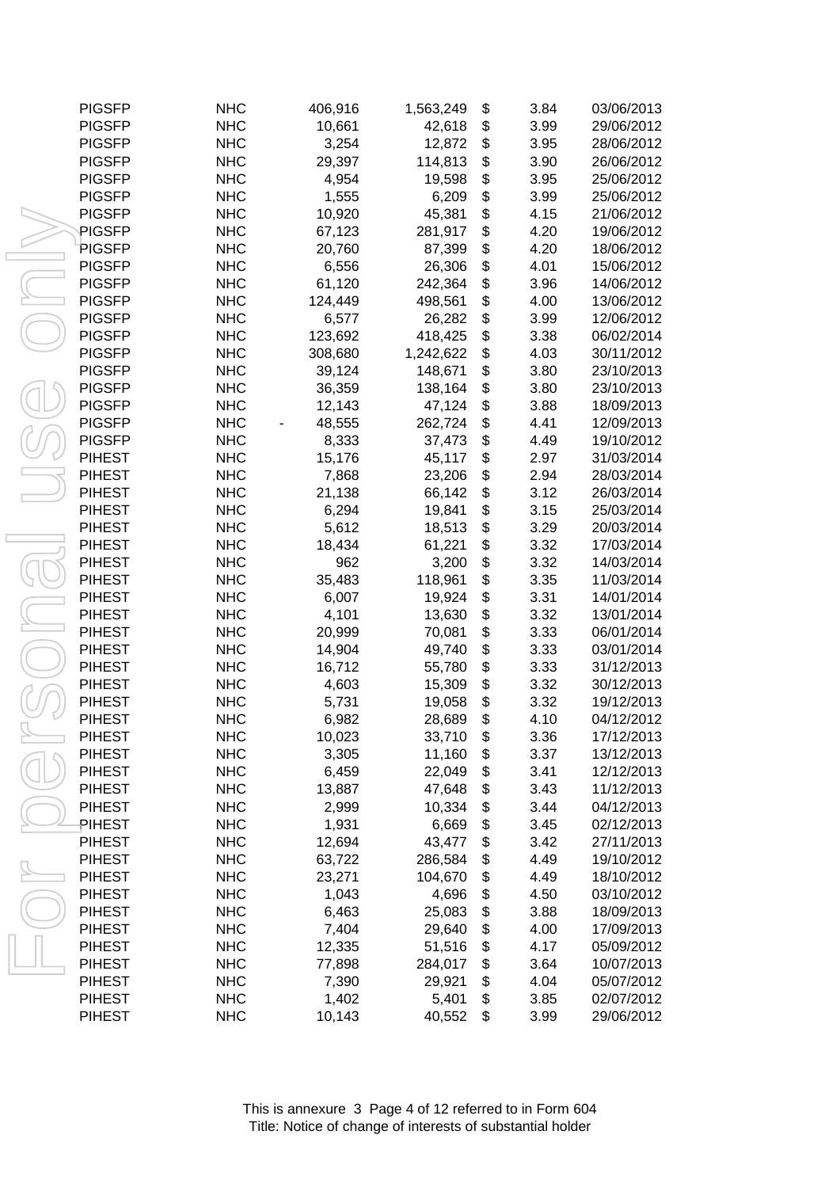| | | | | | | |
|---|---|---|---|---|---|---|
| PIGSFP | NHC | 406,916 | 1,563,249 | $ | 3.84 | 03/06/2013 |
| PIGSFP | NHC | 10,661 | 42,618 | $ | 3.99 | 29/06/2012 |
| PIGSFP | NHC | 3,254 | 12,872 | $ | 3.95 | 28/06/2012 |
| PIGSFP | NHC | 29,397 | 114,813 | $ | 3.90 | 26/06/2012 |
| PIGSFP | NHC | 4,954 | 19,598 | $ | 3.95 | 25/06/2012 |
| PIGSFP | NHC | 1,555 | 6,209 | $ | 3.99 | 25/06/2012 |
| PIGSFP | NHC | 10,920 | 45,381 | $ | 4.15 | 21/06/2012 |
| PIGSFP | NHC | 67,123 | 281,917 | $ | 4.20 | 19/06/2012 |
| PIGSFP | NHC | 20,760 | 87,399 | $ | 4.20 | 18/06/2012 |
| PIGSFP | NHC | 6,556 | 26,306 | $ | 4.01 | 15/06/2012 |
| PIGSFP | NHC | 61,120 | 242,364 | $ | 3.96 | 14/06/2012 |
| PIGSFP | NHC | 124,449 | 498,561 | $ | 4.00 | 13/06/2012 |
| PIGSFP | NHC | 6,577 | 26,282 | $ | 3.99 | 12/06/2012 |
| PIGSFP | NHC | 123,692 | 418,425 | $ | 3.38 | 06/02/2014 |
| PIGSFP | NHC | 308,680 | 1,242,622 | $ | 4.03 | 30/11/2012 |
| PIGSFP | NHC | 39,124 | 148,671 | $ | 3.80 | 23/10/2013 |
| PIGSFP | NHC | 36,359 | 138,164 | $ | 3.80 | 23/10/2013 |
| PIGSFP | NHC | 12,143 | 47,124 | $ | 3.88 | 18/09/2013 |
| PIGSFP | NHC | - 48,555 | 262,724 | $ | 4.41 | 12/09/2013 |
| PIGSFP | NHC | 8,333 | 37,473 | $ | 4.49 | 19/10/2012 |
| PIHEST | NHC | 15,176 | 45,117 | $ | 2.97 | 31/03/2014 |
| PIHEST | NHC | 7,868 | 23,206 | $ | 2.94 | 28/03/2014 |
| PIHEST | NHC | 21,138 | 66,142 | $ | 3.12 | 26/03/2014 |
| PIHEST | NHC | 6,294 | 19,841 | $ | 3.15 | 25/03/2014 |
| PIHEST | NHC | 5,612 | 18,513 | $ | 3.29 | 20/03/2014 |
| PIHEST | NHC | 18,434 | 61,221 | $ | 3.32 | 17/03/2014 |
| PIHEST | NHC | 962 | 3,200 | $ | 3.32 | 14/03/2014 |
| PIHEST | NHC | 35,483 | 118,961 | $ | 3.35 | 11/03/2014 |
| PIHEST | NHC | 6,007 | 19,924 | $ | 3.31 | 14/01/2014 |
| PIHEST | NHC | 4,101 | 13,630 | $ | 3.32 | 13/01/2014 |
| PIHEST | NHC | 20,999 | 70,081 | $ | 3.33 | 06/01/2014 |
| PIHEST | NHC | 14,904 | 49,740 | $ | 3.33 | 03/01/2014 |
| PIHEST | NHC | 16,712 | 55,780 | $ | 3.33 | 31/12/2013 |
| PIHEST | NHC | 4,603 | 15,309 | $ | 3.32 | 30/12/2013 |
| PIHEST | NHC | 5,731 | 19,058 | $ | 3.32 | 19/12/2013 |
| PIHEST | NHC | 6,982 | 28,689 | $ | 4.10 | 04/12/2012 |
| PIHEST | NHC | 10,023 | 33,710 | $ | 3.36 | 17/12/2013 |
| PIHEST | NHC | 3,305 | 11,160 | $ | 3.37 | 13/12/2013 |
| PIHEST | NHC | 6,459 | 22,049 | $ | 3.41 | 12/12/2013 |
| PIHEST | NHC | 13,887 | 47,648 | $ | 3.43 | 11/12/2013 |
| PIHEST | NHC | 2,999 | 10,334 | $ | 3.44 | 04/12/2013 |
| PIHEST | NHC | 1,931 | 6,669 | $ | 3.45 | 02/12/2013 |
| PIHEST | NHC | 12,694 | 43,477 | $ | 3.42 | 27/11/2013 |
| PIHEST | NHC | 63,722 | 286,584 | $ | 4.49 | 19/10/2012 |
| PIHEST | NHC | 23,271 | 104,670 | $ | 4.49 | 18/10/2012 |
| PIHEST | NHC | 1,043 | 4,696 | $ | 4.50 | 03/10/2012 |
| PIHEST | NHC | 6,463 | 25,083 | $ | 3.88 | 18/09/2013 |
| PIHEST | NHC | 7,404 | 29,640 | $ | 4.00 | 17/09/2013 |
| PIHEST | NHC | 12,335 | 51,516 | $ | 4.17 | 05/09/2012 |
| PIHEST | NHC | 77,898 | 284,017 | $ | 3.64 | 10/07/2013 |
| PIHEST | NHC | 7,390 | 29,921 | $ | 4.04 | 05/07/2012 |
| PIHEST | NHC | 1,402 | 5,401 | $ | 3.85 | 02/07/2012 |
| PIHEST | NHC | 10,143 | 40,552 | $ | 3.99 | 29/06/2012 |

This is annexure 3 Page 4 of 12 referred to in Form 604
Title: Notice of change of interests of substantial holder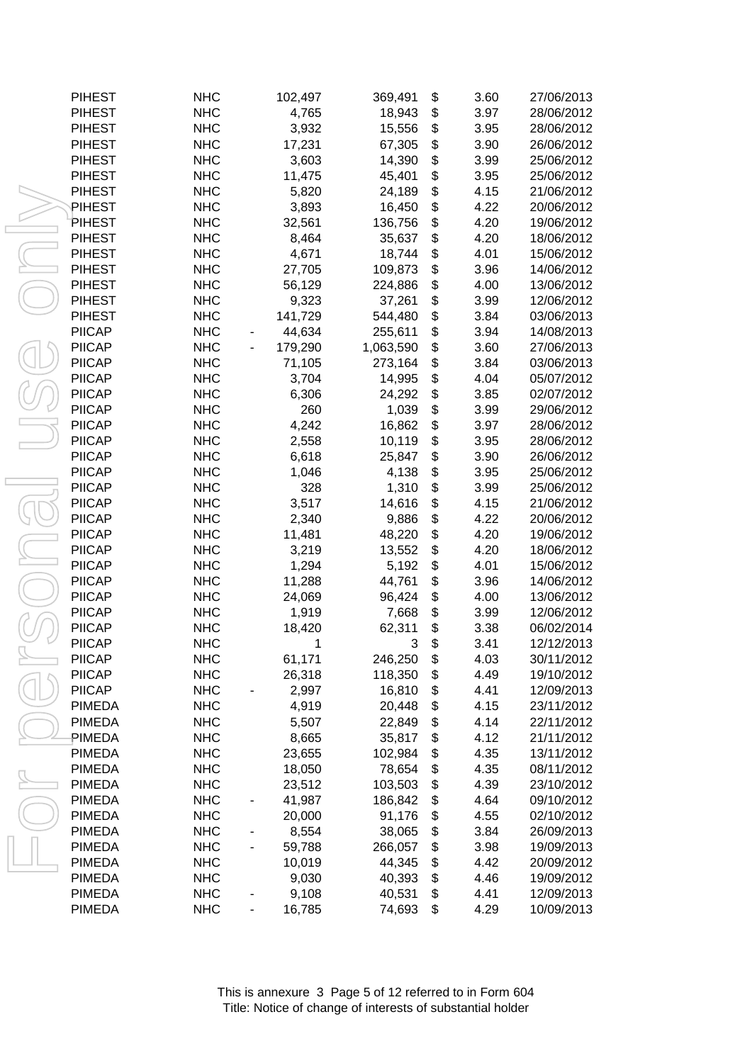| | | | | | | | |
|---|---|---|---|---|---|---|---|
| PIHEST | NHC | | 102,497 | 369,491 | $ | 3.60 | 27/06/2013 |
| PIHEST | NHC | | 4,765 | 18,943 | $ | 3.97 | 28/06/2012 |
| PIHEST | NHC | | 3,932 | 15,556 | $ | 3.95 | 28/06/2012 |
| PIHEST | NHC | | 17,231 | 67,305 | $ | 3.90 | 26/06/2012 |
| PIHEST | NHC | | 3,603 | 14,390 | $ | 3.99 | 25/06/2012 |
| PIHEST | NHC | | 11,475 | 45,401 | $ | 3.95 | 25/06/2012 |
| PIHEST | NHC | | 5,820 | 24,189 | $ | 4.15 | 21/06/2012 |
| PIHEST | NHC | | 3,893 | 16,450 | $ | 4.22 | 20/06/2012 |
| PIHEST | NHC | | 32,561 | 136,756 | $ | 4.20 | 19/06/2012 |
| PIHEST | NHC | | 8,464 | 35,637 | $ | 4.20 | 18/06/2012 |
| PIHEST | NHC | | 4,671 | 18,744 | $ | 4.01 | 15/06/2012 |
| PIHEST | NHC | | 27,705 | 109,873 | $ | 3.96 | 14/06/2012 |
| PIHEST | NHC | | 56,129 | 224,886 | $ | 4.00 | 13/06/2012 |
| PIHEST | NHC | | 9,323 | 37,261 | $ | 3.99 | 12/06/2012 |
| PIHEST | NHC | | 141,729 | 544,480 | $ | 3.84 | 03/06/2013 |
| PIICAP | NHC | - | 44,634 | 255,611 | $ | 3.94 | 14/08/2013 |
| PIICAP | NHC | - | 179,290 | 1,063,590 | $ | 3.60 | 27/06/2013 |
| PIICAP | NHC | | 71,105 | 273,164 | $ | 3.84 | 03/06/2013 |
| PIICAP | NHC | | 3,704 | 14,995 | $ | 4.04 | 05/07/2012 |
| PIICAP | NHC | | 6,306 | 24,292 | $ | 3.85 | 02/07/2012 |
| PIICAP | NHC | | 260 | 1,039 | $ | 3.99 | 29/06/2012 |
| PIICAP | NHC | | 4,242 | 16,862 | $ | 3.97 | 28/06/2012 |
| PIICAP | NHC | | 2,558 | 10,119 | $ | 3.95 | 28/06/2012 |
| PIICAP | NHC | | 6,618 | 25,847 | $ | 3.90 | 26/06/2012 |
| PIICAP | NHC | | 1,046 | 4,138 | $ | 3.95 | 25/06/2012 |
| PIICAP | NHC | | 328 | 1,310 | $ | 3.99 | 25/06/2012 |
| PIICAP | NHC | | 3,517 | 14,616 | $ | 4.15 | 21/06/2012 |
| PIICAP | NHC | | 2,340 | 9,886 | $ | 4.22 | 20/06/2012 |
| PIICAP | NHC | | 11,481 | 48,220 | $ | 4.20 | 19/06/2012 |
| PIICAP | NHC | | 3,219 | 13,552 | $ | 4.20 | 18/06/2012 |
| PIICAP | NHC | | 1,294 | 5,192 | $ | 4.01 | 15/06/2012 |
| PIICAP | NHC | | 11,288 | 44,761 | $ | 3.96 | 14/06/2012 |
| PIICAP | NHC | | 24,069 | 96,424 | $ | 4.00 | 13/06/2012 |
| PIICAP | NHC | | 1,919 | 7,668 | $ | 3.99 | 12/06/2012 |
| PIICAP | NHC | | 18,420 | 62,311 | $ | 3.38 | 06/02/2014 |
| PIICAP | NHC | | 1 | 3 | $ | 3.41 | 12/12/2013 |
| PIICAP | NHC | | 61,171 | 246,250 | $ | 4.03 | 30/11/2012 |
| PIICAP | NHC | | 26,318 | 118,350 | $ | 4.49 | 19/10/2012 |
| PIICAP | NHC | - | 2,997 | 16,810 | $ | 4.41 | 12/09/2013 |
| PIMEDA | NHC | | 4,919 | 20,448 | $ | 4.15 | 23/11/2012 |
| PIMEDA | NHC | | 5,507 | 22,849 | $ | 4.14 | 22/11/2012 |
| PIMEDA | NHC | | 8,665 | 35,817 | $ | 4.12 | 21/11/2012 |
| PIMEDA | NHC | | 23,655 | 102,984 | $ | 4.35 | 13/11/2012 |
| PIMEDA | NHC | | 18,050 | 78,654 | $ | 4.35 | 08/11/2012 |
| PIMEDA | NHC | | 23,512 | 103,503 | $ | 4.39 | 23/10/2012 |
| PIMEDA | NHC | - | 41,987 | 186,842 | $ | 4.64 | 09/10/2012 |
| PIMEDA | NHC | | 20,000 | 91,176 | $ | 4.55 | 02/10/2012 |
| PIMEDA | NHC | - | 8,554 | 38,065 | $ | 3.84 | 26/09/2013 |
| PIMEDA | NHC | - | 59,788 | 266,057 | $ | 3.98 | 19/09/2013 |
| PIMEDA | NHC | | 10,019 | 44,345 | $ | 4.42 | 20/09/2012 |
| PIMEDA | NHC | | 9,030 | 40,393 | $ | 4.46 | 19/09/2012 |
| PIMEDA | NHC | - | 9,108 | 40,531 | $ | 4.41 | 12/09/2013 |
| PIMEDA | NHC | - | 16,785 | 74,693 | $ | 4.29 | 10/09/2013 |

This is annexure 3 Page 5 of 12 referred to in Form 604
Title: Notice of change of interests of substantial holder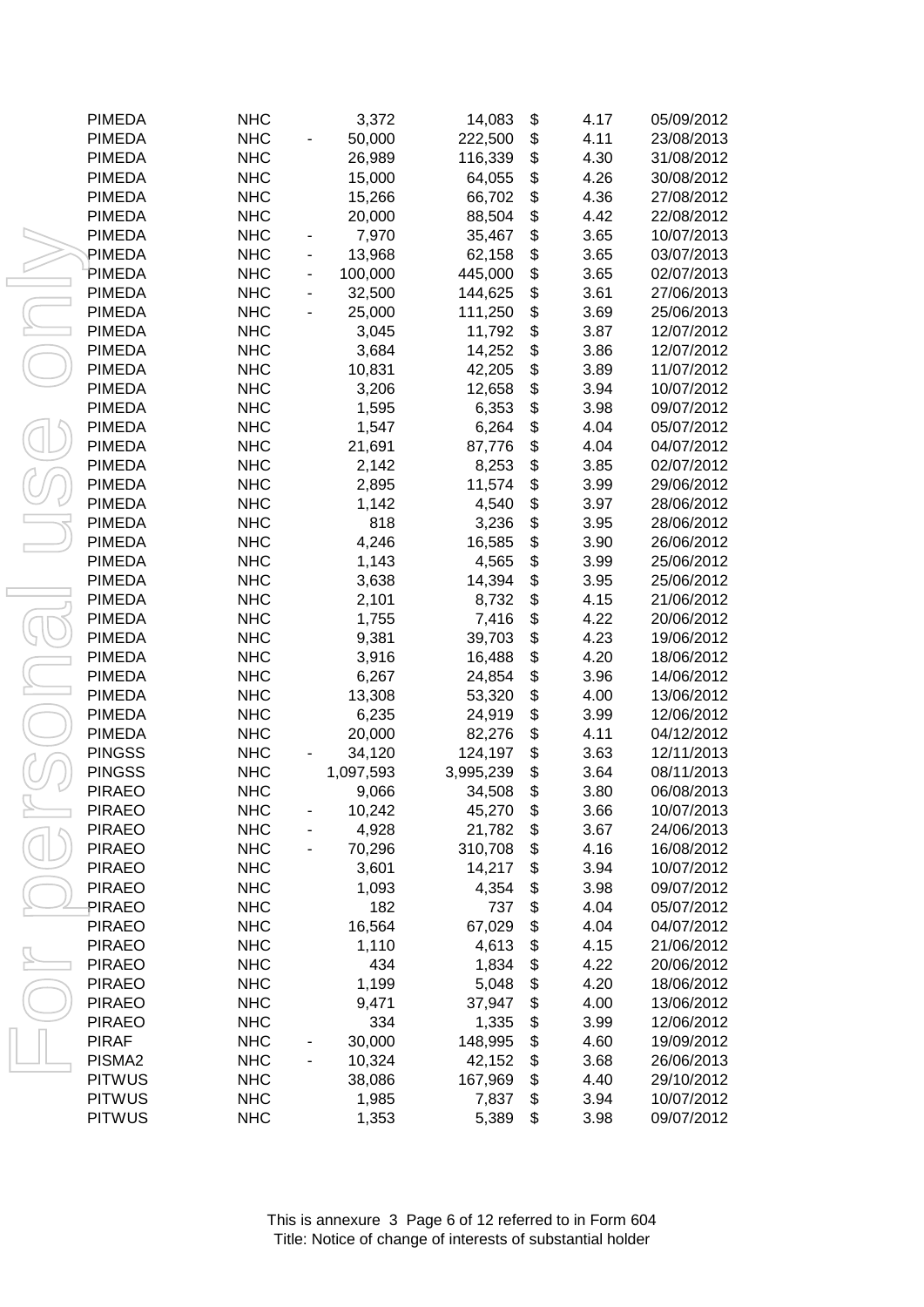| | | | | | | | |
|---|---|---|---|---|---|---|---|
| PIMEDA | NHC | | 3,372 | 14,083 | $ | 4.17 | 05/09/2012 |
| PIMEDA | NHC | - | 50,000 | 222,500 | $ | 4.11 | 23/08/2013 |
| PIMEDA | NHC | | 26,989 | 116,339 | $ | 4.30 | 31/08/2012 |
| PIMEDA | NHC | | 15,000 | 64,055 | $ | 4.26 | 30/08/2012 |
| PIMEDA | NHC | | 15,266 | 66,702 | $ | 4.36 | 27/08/2012 |
| PIMEDA | NHC | | 20,000 | 88,504 | $ | 4.42 | 22/08/2012 |
| PIMEDA | NHC | - | 7,970 | 35,467 | $ | 3.65 | 10/07/2013 |
| PIMEDA | NHC | - | 13,968 | 62,158 | $ | 3.65 | 03/07/2013 |
| PIMEDA | NHC | - | 100,000 | 445,000 | $ | 3.65 | 02/07/2013 |
| PIMEDA | NHC | - | 32,500 | 144,625 | $ | 3.61 | 27/06/2013 |
| PIMEDA | NHC | - | 25,000 | 111,250 | $ | 3.69 | 25/06/2013 |
| PIMEDA | NHC | | 3,045 | 11,792 | $ | 3.87 | 12/07/2012 |
| PIMEDA | NHC | | 3,684 | 14,252 | $ | 3.86 | 12/07/2012 |
| PIMEDA | NHC | | 10,831 | 42,205 | $ | 3.89 | 11/07/2012 |
| PIMEDA | NHC | | 3,206 | 12,658 | $ | 3.94 | 10/07/2012 |
| PIMEDA | NHC | | 1,595 | 6,353 | $ | 3.98 | 09/07/2012 |
| PIMEDA | NHC | | 1,547 | 6,264 | $ | 4.04 | 05/07/2012 |
| PIMEDA | NHC | | 21,691 | 87,776 | $ | 4.04 | 04/07/2012 |
| PIMEDA | NHC | | 2,142 | 8,253 | $ | 3.85 | 02/07/2012 |
| PIMEDA | NHC | | 2,895 | 11,574 | $ | 3.99 | 29/06/2012 |
| PIMEDA | NHC | | 1,142 | 4,540 | $ | 3.97 | 28/06/2012 |
| PIMEDA | NHC | | 818 | 3,236 | $ | 3.95 | 28/06/2012 |
| PIMEDA | NHC | | 4,246 | 16,585 | $ | 3.90 | 26/06/2012 |
| PIMEDA | NHC | | 1,143 | 4,565 | $ | 3.99 | 25/06/2012 |
| PIMEDA | NHC | | 3,638 | 14,394 | $ | 3.95 | 25/06/2012 |
| PIMEDA | NHC | | 2,101 | 8,732 | $ | 4.15 | 21/06/2012 |
| PIMEDA | NHC | | 1,755 | 7,416 | $ | 4.22 | 20/06/2012 |
| PIMEDA | NHC | | 9,381 | 39,703 | $ | 4.23 | 19/06/2012 |
| PIMEDA | NHC | | 3,916 | 16,488 | $ | 4.20 | 18/06/2012 |
| PIMEDA | NHC | | 6,267 | 24,854 | $ | 3.96 | 14/06/2012 |
| PIMEDA | NHC | | 13,308 | 53,320 | $ | 4.00 | 13/06/2012 |
| PIMEDA | NHC | | 6,235 | 24,919 | $ | 3.99 | 12/06/2012 |
| PIMEDA | NHC | | 20,000 | 82,276 | $ | 4.11 | 04/12/2012 |
| PINGSS | NHC | - | 34,120 | 124,197 | $ | 3.63 | 12/11/2013 |
| PINGSS | NHC | | 1,097,593 | 3,995,239 | $ | 3.64 | 08/11/2013 |
| PIRAEO | NHC | | 9,066 | 34,508 | $ | 3.80 | 06/08/2013 |
| PIRAEO | NHC | - | 10,242 | 45,270 | $ | 3.66 | 10/07/2013 |
| PIRAEO | NHC | - | 4,928 | 21,782 | $ | 3.67 | 24/06/2013 |
| PIRAEO | NHC | - | 70,296 | 310,708 | $ | 4.16 | 16/08/2012 |
| PIRAEO | NHC | | 3,601 | 14,217 | $ | 3.94 | 10/07/2012 |
| PIRAEO | NHC | | 1,093 | 4,354 | $ | 3.98 | 09/07/2012 |
| PIRAEO | NHC | | 182 | 737 | $ | 4.04 | 05/07/2012 |
| PIRAEO | NHC | | 16,564 | 67,029 | $ | 4.04 | 04/07/2012 |
| PIRAEO | NHC | | 1,110 | 4,613 | $ | 4.15 | 21/06/2012 |
| PIRAEO | NHC | | 434 | 1,834 | $ | 4.22 | 20/06/2012 |
| PIRAEO | NHC | | 1,199 | 5,048 | $ | 4.20 | 18/06/2012 |
| PIRAEO | NHC | | 9,471 | 37,947 | $ | 4.00 | 13/06/2012 |
| PIRAEO | NHC | | 334 | 1,335 | $ | 3.99 | 12/06/2012 |
| PIRAF | NHC | - | 30,000 | 148,995 | $ | 4.60 | 19/09/2012 |
| PISMA2 | NHC | - | 10,324 | 42,152 | $ | 3.68 | 26/06/2013 |
| PITWUS | NHC | | 38,086 | 167,969 | $ | 4.40 | 29/10/2012 |
| PITWUS | NHC | | 1,985 | 7,837 | $ | 3.94 | 10/07/2012 |
| PITWUS | NHC | | 1,353 | 5,389 | $ | 3.98 | 09/07/2012 |

This is annexure 3 Page 6 of 12 referred to in Form 604
Title: Notice of change of interests of substantial holder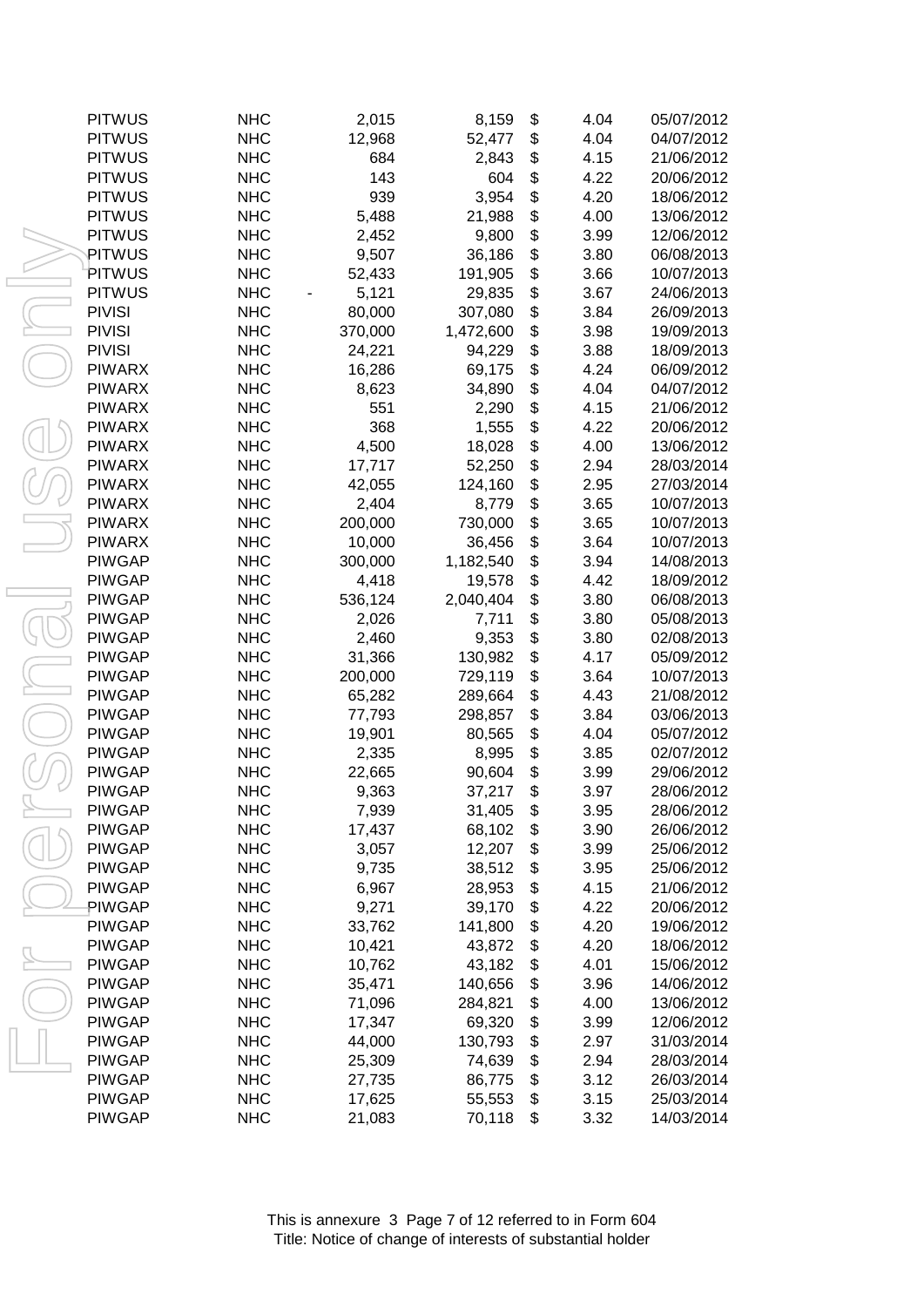| | | | | | | |
|---|---|---|---|---|---|---|
| PITWUS | NHC | 2,015 | 8,159 | $ | 4.04 | 05/07/2012 |
| PITWUS | NHC | 12,968 | 52,477 | $ | 4.04 | 04/07/2012 |
| PITWUS | NHC | 684 | 2,843 | $ | 4.15 | 21/06/2012 |
| PITWUS | NHC | 143 | 604 | $ | 4.22 | 20/06/2012 |
| PITWUS | NHC | 939 | 3,954 | $ | 4.20 | 18/06/2012 |
| PITWUS | NHC | 5,488 | 21,988 | $ | 4.00 | 13/06/2012 |
| PITWUS | NHC | 2,452 | 9,800 | $ | 3.99 | 12/06/2012 |
| PITWUS | NHC | 9,507 | 36,186 | $ | 3.80 | 06/08/2013 |
| PITWUS | NHC | 52,433 | 191,905 | $ | 3.66 | 10/07/2013 |
| PITWUS | NHC | - 5,121 | 29,835 | $ | 3.67 | 24/06/2013 |
| PIVISI | NHC | 80,000 | 307,080 | $ | 3.84 | 26/09/2013 |
| PIVISI | NHC | 370,000 | 1,472,600 | $ | 3.98 | 19/09/2013 |
| PIVISI | NHC | 24,221 | 94,229 | $ | 3.88 | 18/09/2013 |
| PIWARX | NHC | 16,286 | 69,175 | $ | 4.24 | 06/09/2012 |
| PIWARX | NHC | 8,623 | 34,890 | $ | 4.04 | 04/07/2012 |
| PIWARX | NHC | 551 | 2,290 | $ | 4.15 | 21/06/2012 |
| PIWARX | NHC | 368 | 1,555 | $ | 4.22 | 20/06/2012 |
| PIWARX | NHC | 4,500 | 18,028 | $ | 4.00 | 13/06/2012 |
| PIWARX | NHC | 17,717 | 52,250 | $ | 2.94 | 28/03/2014 |
| PIWARX | NHC | 42,055 | 124,160 | $ | 2.95 | 27/03/2014 |
| PIWARX | NHC | 2,404 | 8,779 | $ | 3.65 | 10/07/2013 |
| PIWARX | NHC | 200,000 | 730,000 | $ | 3.65 | 10/07/2013 |
| PIWARX | NHC | 10,000 | 36,456 | $ | 3.64 | 10/07/2013 |
| PIWGAP | NHC | 300,000 | 1,182,540 | $ | 3.94 | 14/08/2013 |
| PIWGAP | NHC | 4,418 | 19,578 | $ | 4.42 | 18/09/2012 |
| PIWGAP | NHC | 536,124 | 2,040,404 | $ | 3.80 | 06/08/2013 |
| PIWGAP | NHC | 2,026 | 7,711 | $ | 3.80 | 05/08/2013 |
| PIWGAP | NHC | 2,460 | 9,353 | $ | 3.80 | 02/08/2013 |
| PIWGAP | NHC | 31,366 | 130,982 | $ | 4.17 | 05/09/2012 |
| PIWGAP | NHC | 200,000 | 729,119 | $ | 3.64 | 10/07/2013 |
| PIWGAP | NHC | 65,282 | 289,664 | $ | 4.43 | 21/08/2012 |
| PIWGAP | NHC | 77,793 | 298,857 | $ | 3.84 | 03/06/2013 |
| PIWGAP | NHC | 19,901 | 80,565 | $ | 4.04 | 05/07/2012 |
| PIWGAP | NHC | 2,335 | 8,995 | $ | 3.85 | 02/07/2012 |
| PIWGAP | NHC | 22,665 | 90,604 | $ | 3.99 | 29/06/2012 |
| PIWGAP | NHC | 9,363 | 37,217 | $ | 3.97 | 28/06/2012 |
| PIWGAP | NHC | 7,939 | 31,405 | $ | 3.95 | 28/06/2012 |
| PIWGAP | NHC | 17,437 | 68,102 | $ | 3.90 | 26/06/2012 |
| PIWGAP | NHC | 3,057 | 12,207 | $ | 3.99 | 25/06/2012 |
| PIWGAP | NHC | 9,735 | 38,512 | $ | 3.95 | 25/06/2012 |
| PIWGAP | NHC | 6,967 | 28,953 | $ | 4.15 | 21/06/2012 |
| PIWGAP | NHC | 9,271 | 39,170 | $ | 4.22 | 20/06/2012 |
| PIWGAP | NHC | 33,762 | 141,800 | $ | 4.20 | 19/06/2012 |
| PIWGAP | NHC | 10,421 | 43,872 | $ | 4.20 | 18/06/2012 |
| PIWGAP | NHC | 10,762 | 43,182 | $ | 4.01 | 15/06/2012 |
| PIWGAP | NHC | 35,471 | 140,656 | $ | 3.96 | 14/06/2012 |
| PIWGAP | NHC | 71,096 | 284,821 | $ | 4.00 | 13/06/2012 |
| PIWGAP | NHC | 17,347 | 69,320 | $ | 3.99 | 12/06/2012 |
| PIWGAP | NHC | 44,000 | 130,793 | $ | 2.97 | 31/03/2014 |
| PIWGAP | NHC | 25,309 | 74,639 | $ | 2.94 | 28/03/2014 |
| PIWGAP | NHC | 27,735 | 86,775 | $ | 3.12 | 26/03/2014 |
| PIWGAP | NHC | 17,625 | 55,553 | $ | 3.15 | 25/03/2014 |
| PIWGAP | NHC | 21,083 | 70,118 | $ | 3.32 | 14/03/2014 |

This is annexure 3 Page 7 of 12 referred to in Form 604
Title: Notice of change of interests of substantial holder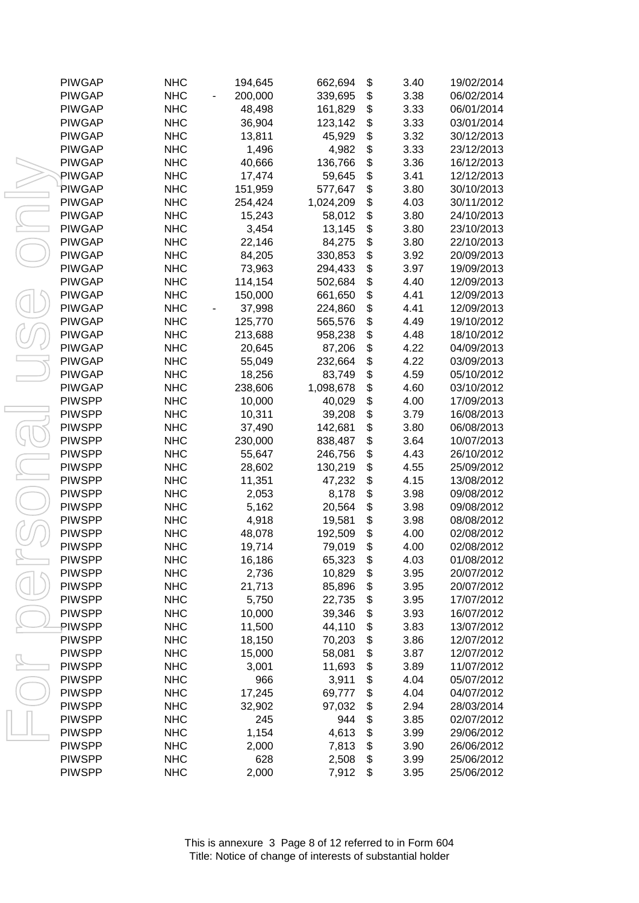| | | | | | | | |
|---|---|---|---|---|---|---|---|
| PIWGAP | NHC | | 194,645 | 662,694 | $ | 3.40 | 19/02/2014 |
| PIWGAP | NHC | - | 200,000 | 339,695 | $ | 3.38 | 06/02/2014 |
| PIWGAP | NHC | | 48,498 | 161,829 | $ | 3.33 | 06/01/2014 |
| PIWGAP | NHC | | 36,904 | 123,142 | $ | 3.33 | 03/01/2014 |
| PIWGAP | NHC | | 13,811 | 45,929 | $ | 3.32 | 30/12/2013 |
| PIWGAP | NHC | | 1,496 | 4,982 | $ | 3.33 | 23/12/2013 |
| PIWGAP | NHC | | 40,666 | 136,766 | $ | 3.36 | 16/12/2013 |
| PIWGAP | NHC | | 17,474 | 59,645 | $ | 3.41 | 12/12/2013 |
| PIWGAP | NHC | | 151,959 | 577,647 | $ | 3.80 | 30/10/2013 |
| PIWGAP | NHC | | 254,424 | 1,024,209 | $ | 4.03 | 30/11/2012 |
| PIWGAP | NHC | | 15,243 | 58,012 | $ | 3.80 | 24/10/2013 |
| PIWGAP | NHC | | 3,454 | 13,145 | $ | 3.80 | 23/10/2013 |
| PIWGAP | NHC | | 22,146 | 84,275 | $ | 3.80 | 22/10/2013 |
| PIWGAP | NHC | | 84,205 | 330,853 | $ | 3.92 | 20/09/2013 |
| PIWGAP | NHC | | 73,963 | 294,433 | $ | 3.97 | 19/09/2013 |
| PIWGAP | NHC | | 114,154 | 502,684 | $ | 4.40 | 12/09/2013 |
| PIWGAP | NHC | | 150,000 | 661,650 | $ | 4.41 | 12/09/2013 |
| PIWGAP | NHC | - | 37,998 | 224,860 | $ | 4.41 | 12/09/2013 |
| PIWGAP | NHC | | 125,770 | 565,576 | $ | 4.49 | 19/10/2012 |
| PIWGAP | NHC | | 213,688 | 958,238 | $ | 4.48 | 18/10/2012 |
| PIWGAP | NHC | | 20,645 | 87,206 | $ | 4.22 | 04/09/2013 |
| PIWGAP | NHC | | 55,049 | 232,664 | $ | 4.22 | 03/09/2013 |
| PIWGAP | NHC | | 18,256 | 83,749 | $ | 4.59 | 05/10/2012 |
| PIWGAP | NHC | | 238,606 | 1,098,678 | $ | 4.60 | 03/10/2012 |
| PIWSPP | NHC | | 10,000 | 40,029 | $ | 4.00 | 17/09/2013 |
| PIWSPP | NHC | | 10,311 | 39,208 | $ | 3.79 | 16/08/2013 |
| PIWSPP | NHC | | 37,490 | 142,681 | $ | 3.80 | 06/08/2013 |
| PIWSPP | NHC | | 230,000 | 838,487 | $ | 3.64 | 10/07/2013 |
| PIWSPP | NHC | | 55,647 | 246,756 | $ | 4.43 | 26/10/2012 |
| PIWSPP | NHC | | 28,602 | 130,219 | $ | 4.55 | 25/09/2012 |
| PIWSPP | NHC | | 11,351 | 47,232 | $ | 4.15 | 13/08/2012 |
| PIWSPP | NHC | | 2,053 | 8,178 | $ | 3.98 | 09/08/2012 |
| PIWSPP | NHC | | 5,162 | 20,564 | $ | 3.98 | 09/08/2012 |
| PIWSPP | NHC | | 4,918 | 19,581 | $ | 3.98 | 08/08/2012 |
| PIWSPP | NHC | | 48,078 | 192,509 | $ | 4.00 | 02/08/2012 |
| PIWSPP | NHC | | 19,714 | 79,019 | $ | 4.00 | 02/08/2012 |
| PIWSPP | NHC | | 16,186 | 65,323 | $ | 4.03 | 01/08/2012 |
| PIWSPP | NHC | | 2,736 | 10,829 | $ | 3.95 | 20/07/2012 |
| PIWSPP | NHC | | 21,713 | 85,896 | $ | 3.95 | 20/07/2012 |
| PIWSPP | NHC | | 5,750 | 22,735 | $ | 3.95 | 17/07/2012 |
| PIWSPP | NHC | | 10,000 | 39,346 | $ | 3.93 | 16/07/2012 |
| PIWSPP | NHC | | 11,500 | 44,110 | $ | 3.83 | 13/07/2012 |
| PIWSPP | NHC | | 18,150 | 70,203 | $ | 3.86 | 12/07/2012 |
| PIWSPP | NHC | | 15,000 | 58,081 | $ | 3.87 | 12/07/2012 |
| PIWSPP | NHC | | 3,001 | 11,693 | $ | 3.89 | 11/07/2012 |
| PIWSPP | NHC | | 966 | 3,911 | $ | 4.04 | 05/07/2012 |
| PIWSPP | NHC | | 17,245 | 69,777 | $ | 4.04 | 04/07/2012 |
| PIWSPP | NHC | | 32,902 | 97,032 | $ | 2.94 | 28/03/2014 |
| PIWSPP | NHC | | 245 | 944 | $ | 3.85 | 02/07/2012 |
| PIWSPP | NHC | | 1,154 | 4,613 | $ | 3.99 | 29/06/2012 |
| PIWSPP | NHC | | 2,000 | 7,813 | $ | 3.90 | 26/06/2012 |
| PIWSPP | NHC | | 628 | 2,508 | $ | 3.99 | 25/06/2012 |
| PIWSPP | NHC | | 2,000 | 7,912 | $ | 3.95 | 25/06/2012 |

This is annexure 3 Page 8 of 12 referred to in Form 604
Title: Notice of change of interests of substantial holder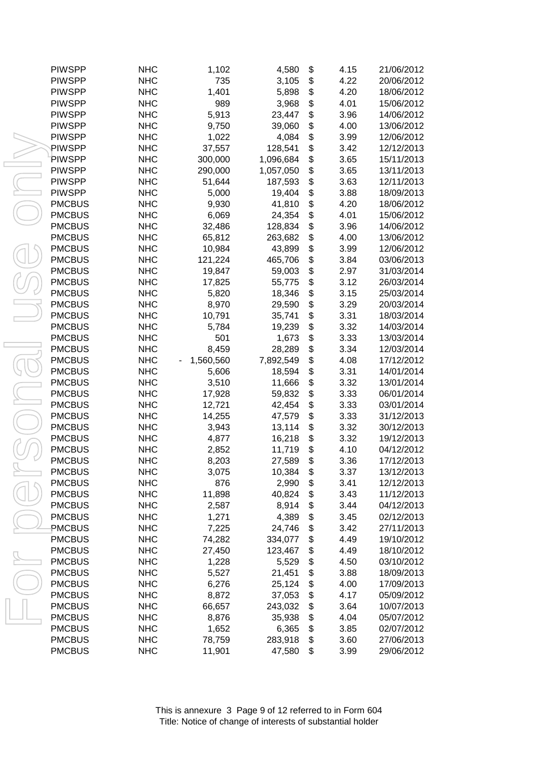| | | | | | | |
|---|---|---|---|---|---|---|
| PIWSPP | NHC | 1,102 | 4,580 | $ | 4.15 | 21/06/2012 |
| PIWSPP | NHC | 735 | 3,105 | $ | 4.22 | 20/06/2012 |
| PIWSPP | NHC | 1,401 | 5,898 | $ | 4.20 | 18/06/2012 |
| PIWSPP | NHC | 989 | 3,968 | $ | 4.01 | 15/06/2012 |
| PIWSPP | NHC | 5,913 | 23,447 | $ | 3.96 | 14/06/2012 |
| PIWSPP | NHC | 9,750 | 39,060 | $ | 4.00 | 13/06/2012 |
| PIWSPP | NHC | 1,022 | 4,084 | $ | 3.99 | 12/06/2012 |
| PIWSPP | NHC | 37,557 | 128,541 | $ | 3.42 | 12/12/2013 |
| PIWSPP | NHC | 300,000 | 1,096,684 | $ | 3.65 | 15/11/2013 |
| PIWSPP | NHC | 290,000 | 1,057,050 | $ | 3.65 | 13/11/2013 |
| PIWSPP | NHC | 51,644 | 187,593 | $ | 3.63 | 12/11/2013 |
| PIWSPP | NHC | 5,000 | 19,404 | $ | 3.88 | 18/09/2013 |
| PMCBUS | NHC | 9,930 | 41,810 | $ | 4.20 | 18/06/2012 |
| PMCBUS | NHC | 6,069 | 24,354 | $ | 4.01 | 15/06/2012 |
| PMCBUS | NHC | 32,486 | 128,834 | $ | 3.96 | 14/06/2012 |
| PMCBUS | NHC | 65,812 | 263,682 | $ | 4.00 | 13/06/2012 |
| PMCBUS | NHC | 10,984 | 43,899 | $ | 3.99 | 12/06/2012 |
| PMCBUS | NHC | 121,224 | 465,706 | $ | 3.84 | 03/06/2013 |
| PMCBUS | NHC | 19,847 | 59,003 | $ | 2.97 | 31/03/2014 |
| PMCBUS | NHC | 17,825 | 55,775 | $ | 3.12 | 26/03/2014 |
| PMCBUS | NHC | 5,820 | 18,346 | $ | 3.15 | 25/03/2014 |
| PMCBUS | NHC | 8,970 | 29,590 | $ | 3.29 | 20/03/2014 |
| PMCBUS | NHC | 10,791 | 35,741 | $ | 3.31 | 18/03/2014 |
| PMCBUS | NHC | 5,784 | 19,239 | $ | 3.32 | 14/03/2014 |
| PMCBUS | NHC | 501 | 1,673 | $ | 3.33 | 13/03/2014 |
| PMCBUS | NHC | 8,459 | 28,289 | $ | 3.34 | 12/03/2014 |
| PMCBUS | NHC | - 1,560,560 | 7,892,549 | $ | 4.08 | 17/12/2012 |
| PMCBUS | NHC | 5,606 | 18,594 | $ | 3.31 | 14/01/2014 |
| PMCBUS | NHC | 3,510 | 11,666 | $ | 3.32 | 13/01/2014 |
| PMCBUS | NHC | 17,928 | 59,832 | $ | 3.33 | 06/01/2014 |
| PMCBUS | NHC | 12,721 | 42,454 | $ | 3.33 | 03/01/2014 |
| PMCBUS | NHC | 14,255 | 47,579 | $ | 3.33 | 31/12/2013 |
| PMCBUS | NHC | 3,943 | 13,114 | $ | 3.32 | 30/12/2013 |
| PMCBUS | NHC | 4,877 | 16,218 | $ | 3.32 | 19/12/2013 |
| PMCBUS | NHC | 2,852 | 11,719 | $ | 4.10 | 04/12/2012 |
| PMCBUS | NHC | 8,203 | 27,589 | $ | 3.36 | 17/12/2013 |
| PMCBUS | NHC | 3,075 | 10,384 | $ | 3.37 | 13/12/2013 |
| PMCBUS | NHC | 876 | 2,990 | $ | 3.41 | 12/12/2013 |
| PMCBUS | NHC | 11,898 | 40,824 | $ | 3.43 | 11/12/2013 |
| PMCBUS | NHC | 2,587 | 8,914 | $ | 3.44 | 04/12/2013 |
| PMCBUS | NHC | 1,271 | 4,389 | $ | 3.45 | 02/12/2013 |
| PMCBUS | NHC | 7,225 | 24,746 | $ | 3.42 | 27/11/2013 |
| PMCBUS | NHC | 74,282 | 334,077 | $ | 4.49 | 19/10/2012 |
| PMCBUS | NHC | 27,450 | 123,467 | $ | 4.49 | 18/10/2012 |
| PMCBUS | NHC | 1,228 | 5,529 | $ | 4.50 | 03/10/2012 |
| PMCBUS | NHC | 5,527 | 21,451 | $ | 3.88 | 18/09/2013 |
| PMCBUS | NHC | 6,276 | 25,124 | $ | 4.00 | 17/09/2013 |
| PMCBUS | NHC | 8,872 | 37,053 | $ | 4.17 | 05/09/2012 |
| PMCBUS | NHC | 66,657 | 243,032 | $ | 3.64 | 10/07/2013 |
| PMCBUS | NHC | 8,876 | 35,938 | $ | 4.04 | 05/07/2012 |
| PMCBUS | NHC | 1,652 | 6,365 | $ | 3.85 | 02/07/2012 |
| PMCBUS | NHC | 78,759 | 283,918 | $ | 3.60 | 27/06/2013 |
| PMCBUS | NHC | 11,901 | 47,580 | $ | 3.99 | 29/06/2012 |

This is annexure 3 Page 9 of 12 referred to in Form 604
Title: Notice of change of interests of substantial holder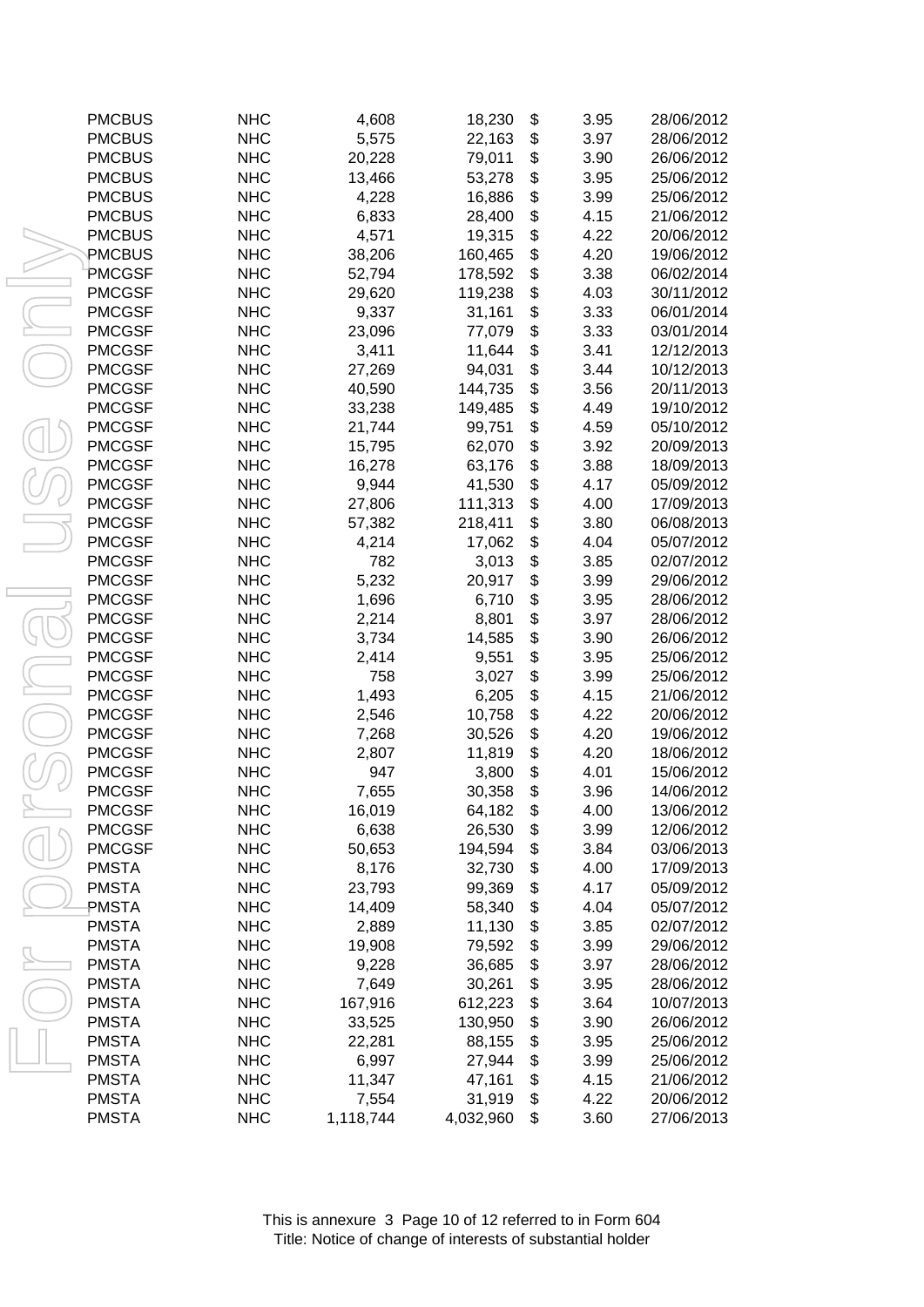| | | | | | | |
|---|---|---|---|---|---|---|
| PMCBUS | NHC | 4,608 | 18,230 | $ | 3.95 | 28/06/2012 |
| PMCBUS | NHC | 5,575 | 22,163 | $ | 3.97 | 28/06/2012 |
| PMCBUS | NHC | 20,228 | 79,011 | $ | 3.90 | 26/06/2012 |
| PMCBUS | NHC | 13,466 | 53,278 | $ | 3.95 | 25/06/2012 |
| PMCBUS | NHC | 4,228 | 16,886 | $ | 3.99 | 25/06/2012 |
| PMCBUS | NHC | 6,833 | 28,400 | $ | 4.15 | 21/06/2012 |
| PMCBUS | NHC | 4,571 | 19,315 | $ | 4.22 | 20/06/2012 |
| PMCBUS | NHC | 38,206 | 160,465 | $ | 4.20 | 19/06/2012 |
| PMCGSF | NHC | 52,794 | 178,592 | $ | 3.38 | 06/02/2014 |
| PMCGSF | NHC | 29,620 | 119,238 | $ | 4.03 | 30/11/2012 |
| PMCGSF | NHC | 9,337 | 31,161 | $ | 3.33 | 06/01/2014 |
| PMCGSF | NHC | 23,096 | 77,079 | $ | 3.33 | 03/01/2014 |
| PMCGSF | NHC | 3,411 | 11,644 | $ | 3.41 | 12/12/2013 |
| PMCGSF | NHC | 27,269 | 94,031 | $ | 3.44 | 10/12/2013 |
| PMCGSF | NHC | 40,590 | 144,735 | $ | 3.56 | 20/11/2013 |
| PMCGSF | NHC | 33,238 | 149,485 | $ | 4.49 | 19/10/2012 |
| PMCGSF | NHC | 21,744 | 99,751 | $ | 4.59 | 05/10/2012 |
| PMCGSF | NHC | 15,795 | 62,070 | $ | 3.92 | 20/09/2013 |
| PMCGSF | NHC | 16,278 | 63,176 | $ | 3.88 | 18/09/2013 |
| PMCGSF | NHC | 9,944 | 41,530 | $ | 4.17 | 05/09/2012 |
| PMCGSF | NHC | 27,806 | 111,313 | $ | 4.00 | 17/09/2013 |
| PMCGSF | NHC | 57,382 | 218,411 | $ | 3.80 | 06/08/2013 |
| PMCGSF | NHC | 4,214 | 17,062 | $ | 4.04 | 05/07/2012 |
| PMCGSF | NHC | 782 | 3,013 | $ | 3.85 | 02/07/2012 |
| PMCGSF | NHC | 5,232 | 20,917 | $ | 3.99 | 29/06/2012 |
| PMCGSF | NHC | 1,696 | 6,710 | $ | 3.95 | 28/06/2012 |
| PMCGSF | NHC | 2,214 | 8,801 | $ | 3.97 | 28/06/2012 |
| PMCGSF | NHC | 3,734 | 14,585 | $ | 3.90 | 26/06/2012 |
| PMCGSF | NHC | 2,414 | 9,551 | $ | 3.95 | 25/06/2012 |
| PMCGSF | NHC | 758 | 3,027 | $ | 3.99 | 25/06/2012 |
| PMCGSF | NHC | 1,493 | 6,205 | $ | 4.15 | 21/06/2012 |
| PMCGSF | NHC | 2,546 | 10,758 | $ | 4.22 | 20/06/2012 |
| PMCGSF | NHC | 7,268 | 30,526 | $ | 4.20 | 19/06/2012 |
| PMCGSF | NHC | 2,807 | 11,819 | $ | 4.20 | 18/06/2012 |
| PMCGSF | NHC | 947 | 3,800 | $ | 4.01 | 15/06/2012 |
| PMCGSF | NHC | 7,655 | 30,358 | $ | 3.96 | 14/06/2012 |
| PMCGSF | NHC | 16,019 | 64,182 | $ | 4.00 | 13/06/2012 |
| PMCGSF | NHC | 6,638 | 26,530 | $ | 3.99 | 12/06/2012 |
| PMCGSF | NHC | 50,653 | 194,594 | $ | 3.84 | 03/06/2013 |
| PMSTA | NHC | 8,176 | 32,730 | $ | 4.00 | 17/09/2013 |
| PMSTA | NHC | 23,793 | 99,369 | $ | 4.17 | 05/09/2012 |
| PMSTA | NHC | 14,409 | 58,340 | $ | 4.04 | 05/07/2012 |
| PMSTA | NHC | 2,889 | 11,130 | $ | 3.85 | 02/07/2012 |
| PMSTA | NHC | 19,908 | 79,592 | $ | 3.99 | 29/06/2012 |
| PMSTA | NHC | 9,228 | 36,685 | $ | 3.97 | 28/06/2012 |
| PMSTA | NHC | 7,649 | 30,261 | $ | 3.95 | 28/06/2012 |
| PMSTA | NHC | 167,916 | 612,223 | $ | 3.64 | 10/07/2013 |
| PMSTA | NHC | 33,525 | 130,950 | $ | 3.90 | 26/06/2012 |
| PMSTA | NHC | 22,281 | 88,155 | $ | 3.95 | 25/06/2012 |
| PMSTA | NHC | 6,997 | 27,944 | $ | 3.99 | 25/06/2012 |
| PMSTA | NHC | 11,347 | 47,161 | $ | 4.15 | 21/06/2012 |
| PMSTA | NHC | 7,554 | 31,919 | $ | 4.22 | 20/06/2012 |
| PMSTA | NHC | 1,118,744 | 4,032,960 | $ | 3.60 | 27/06/2013 |

This is annexure 3 Page 10 of 12 referred to in Form 604
Title: Notice of change of interests of substantial holder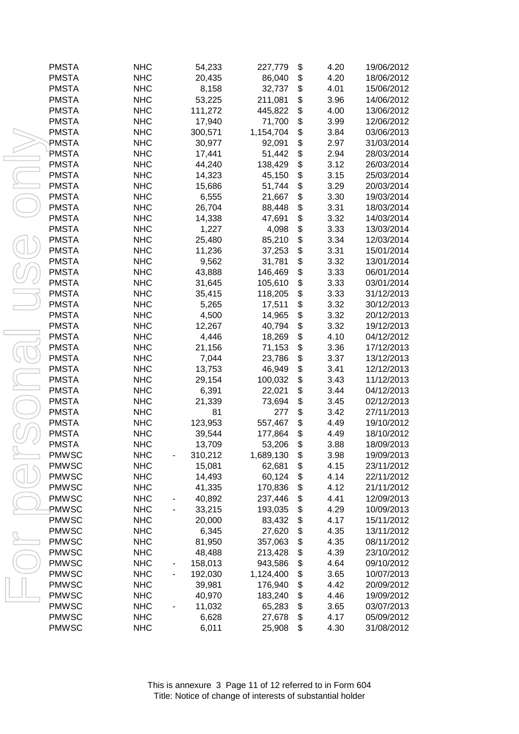| | | | | | | |
|---|---|---|---|---|---|---|
| PMSTA | NHC | | 54,233 | 227,779 | $ 4.20 | 19/06/2012 |
| PMSTA | NHC | | 20,435 | 86,040 | $ 4.20 | 18/06/2012 |
| PMSTA | NHC | | 8,158 | 32,737 | $ 4.01 | 15/06/2012 |
| PMSTA | NHC | | 53,225 | 211,081 | $ 3.96 | 14/06/2012 |
| PMSTA | NHC | | 111,272 | 445,822 | $ 4.00 | 13/06/2012 |
| PMSTA | NHC | | 17,940 | 71,700 | $ 3.99 | 12/06/2012 |
| PMSTA | NHC | | 300,571 | 1,154,704 | $ 3.84 | 03/06/2013 |
| PMSTA | NHC | | 30,977 | 92,091 | $ 2.97 | 31/03/2014 |
| PMSTA | NHC | | 17,441 | 51,442 | $ 2.94 | 28/03/2014 |
| PMSTA | NHC | | 44,240 | 138,429 | $ 3.12 | 26/03/2014 |
| PMSTA | NHC | | 14,323 | 45,150 | $ 3.15 | 25/03/2014 |
| PMSTA | NHC | | 15,686 | 51,744 | $ 3.29 | 20/03/2014 |
| PMSTA | NHC | | 6,555 | 21,667 | $ 3.30 | 19/03/2014 |
| PMSTA | NHC | | 26,704 | 88,448 | $ 3.31 | 18/03/2014 |
| PMSTA | NHC | | 14,338 | 47,691 | $ 3.32 | 14/03/2014 |
| PMSTA | NHC | | 1,227 | 4,098 | $ 3.33 | 13/03/2014 |
| PMSTA | NHC | | 25,480 | 85,210 | $ 3.34 | 12/03/2014 |
| PMSTA | NHC | | 11,236 | 37,253 | $ 3.31 | 15/01/2014 |
| PMSTA | NHC | | 9,562 | 31,781 | $ 3.32 | 13/01/2014 |
| PMSTA | NHC | | 43,888 | 146,469 | $ 3.33 | 06/01/2014 |
| PMSTA | NHC | | 31,645 | 105,610 | $ 3.33 | 03/01/2014 |
| PMSTA | NHC | | 35,415 | 118,205 | $ 3.33 | 31/12/2013 |
| PMSTA | NHC | | 5,265 | 17,511 | $ 3.32 | 30/12/2013 |
| PMSTA | NHC | | 4,500 | 14,965 | $ 3.32 | 20/12/2013 |
| PMSTA | NHC | | 12,267 | 40,794 | $ 3.32 | 19/12/2013 |
| PMSTA | NHC | | 4,446 | 18,269 | $ 4.10 | 04/12/2012 |
| PMSTA | NHC | | 21,156 | 71,153 | $ 3.36 | 17/12/2013 |
| PMSTA | NHC | | 7,044 | 23,786 | $ 3.37 | 13/12/2013 |
| PMSTA | NHC | | 13,753 | 46,949 | $ 3.41 | 12/12/2013 |
| PMSTA | NHC | | 29,154 | 100,032 | $ 3.43 | 11/12/2013 |
| PMSTA | NHC | | 6,391 | 22,021 | $ 3.44 | 04/12/2013 |
| PMSTA | NHC | | 21,339 | 73,694 | $ 3.45 | 02/12/2013 |
| PMSTA | NHC | | 81 | 277 | $ 3.42 | 27/11/2013 |
| PMSTA | NHC | | 123,953 | 557,467 | $ 4.49 | 19/10/2012 |
| PMSTA | NHC | | 39,544 | 177,864 | $ 4.49 | 18/10/2012 |
| PMSTA | NHC | | 13,709 | 53,206 | $ 3.88 | 18/09/2013 |
| PMWSC | NHC | - | 310,212 | 1,689,130 | $ 3.98 | 19/09/2013 |
| PMWSC | NHC | | 15,081 | 62,681 | $ 4.15 | 23/11/2012 |
| PMWSC | NHC | | 14,493 | 60,124 | $ 4.14 | 22/11/2012 |
| PMWSC | NHC | | 41,335 | 170,836 | $ 4.12 | 21/11/2012 |
| PMWSC | NHC | - | 40,892 | 237,446 | $ 4.41 | 12/09/2013 |
| PMWSC | NHC | - | 33,215 | 193,035 | $ 4.29 | 10/09/2013 |
| PMWSC | NHC | | 20,000 | 83,432 | $ 4.17 | 15/11/2012 |
| PMWSC | NHC | | 6,345 | 27,620 | $ 4.35 | 13/11/2012 |
| PMWSC | NHC | | 81,950 | 357,063 | $ 4.35 | 08/11/2012 |
| PMWSC | NHC | | 48,488 | 213,428 | $ 4.39 | 23/10/2012 |
| PMWSC | NHC | - | 158,013 | 943,586 | $ 4.64 | 09/10/2012 |
| PMWSC | NHC | - | 192,030 | 1,124,400 | $ 3.65 | 10/07/2013 |
| PMWSC | NHC | | 39,981 | 176,940 | $ 4.42 | 20/09/2012 |
| PMWSC | NHC | | 40,970 | 183,240 | $ 4.46 | 19/09/2012 |
| PMWSC | NHC | - | 11,032 | 65,283 | $ 3.65 | 03/07/2013 |
| PMWSC | NHC | | 6,628 | 27,678 | $ 4.17 | 05/09/2012 |
| PMWSC | NHC | | 6,011 | 25,908 | $ 4.30 | 31/08/2012 |

This is annexure 3 Page 11 of 12 referred to in Form 604
Title: Notice of change of interests of substantial holder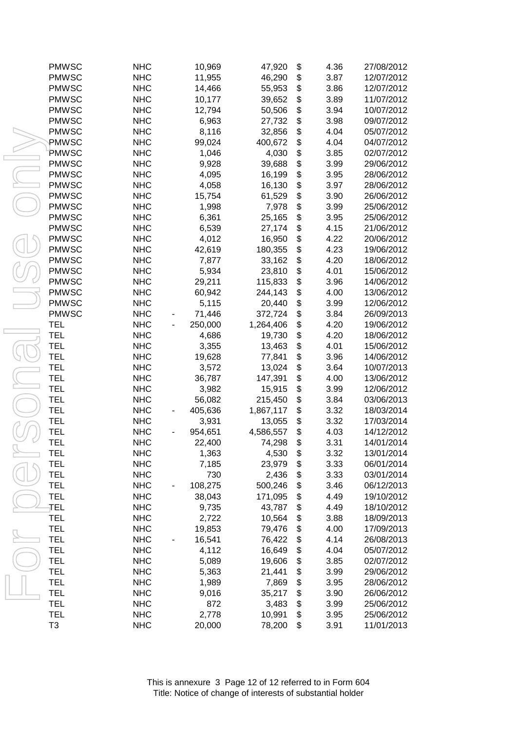| | | | | | | | |
|---|---|---|---|---|---|---|---|
| PMWSC | NHC | | 10,969 | 47,920 | $ | 4.36 | 27/08/2012 |
| PMWSC | NHC | | 11,955 | 46,290 | $ | 3.87 | 12/07/2012 |
| PMWSC | NHC | | 14,466 | 55,953 | $ | 3.86 | 12/07/2012 |
| PMWSC | NHC | | 10,177 | 39,652 | $ | 3.89 | 11/07/2012 |
| PMWSC | NHC | | 12,794 | 50,506 | $ | 3.94 | 10/07/2012 |
| PMWSC | NHC | | 6,963 | 27,732 | $ | 3.98 | 09/07/2012 |
| PMWSC | NHC | | 8,116 | 32,856 | $ | 4.04 | 05/07/2012 |
| PMWSC | NHC | | 99,024 | 400,672 | $ | 4.04 | 04/07/2012 |
| PMWSC | NHC | | 1,046 | 4,030 | $ | 3.85 | 02/07/2012 |
| PMWSC | NHC | | 9,928 | 39,688 | $ | 3.99 | 29/06/2012 |
| PMWSC | NHC | | 4,095 | 16,199 | $ | 3.95 | 28/06/2012 |
| PMWSC | NHC | | 4,058 | 16,130 | $ | 3.97 | 28/06/2012 |
| PMWSC | NHC | | 15,754 | 61,529 | $ | 3.90 | 26/06/2012 |
| PMWSC | NHC | | 1,998 | 7,978 | $ | 3.99 | 25/06/2012 |
| PMWSC | NHC | | 6,361 | 25,165 | $ | 3.95 | 25/06/2012 |
| PMWSC | NHC | | 6,539 | 27,174 | $ | 4.15 | 21/06/2012 |
| PMWSC | NHC | | 4,012 | 16,950 | $ | 4.22 | 20/06/2012 |
| PMWSC | NHC | | 42,619 | 180,355 | $ | 4.23 | 19/06/2012 |
| PMWSC | NHC | | 7,877 | 33,162 | $ | 4.20 | 18/06/2012 |
| PMWSC | NHC | | 5,934 | 23,810 | $ | 4.01 | 15/06/2012 |
| PMWSC | NHC | | 29,211 | 115,833 | $ | 3.96 | 14/06/2012 |
| PMWSC | NHC | | 60,942 | 244,143 | $ | 4.00 | 13/06/2012 |
| PMWSC | NHC | | 5,115 | 20,440 | $ | 3.99 | 12/06/2012 |
| PMWSC | NHC | - | 71,446 | 372,724 | $ | 3.84 | 26/09/2013 |
| TEL | NHC | - | 250,000 | 1,264,406 | $ | 4.20 | 19/06/2012 |
| TEL | NHC | | 4,686 | 19,730 | $ | 4.20 | 18/06/2012 |
| TEL | NHC | | 3,355 | 13,463 | $ | 4.01 | 15/06/2012 |
| TEL | NHC | | 19,628 | 77,841 | $ | 3.96 | 14/06/2012 |
| TEL | NHC | | 3,572 | 13,024 | $ | 3.64 | 10/07/2013 |
| TEL | NHC | | 36,787 | 147,391 | $ | 4.00 | 13/06/2012 |
| TEL | NHC | | 3,982 | 15,915 | $ | 3.99 | 12/06/2012 |
| TEL | NHC | | 56,082 | 215,450 | $ | 3.84 | 03/06/2013 |
| TEL | NHC | - | 405,636 | 1,867,117 | $ | 3.32 | 18/03/2014 |
| TEL | NHC | | 3,931 | 13,055 | $ | 3.32 | 17/03/2014 |
| TEL | NHC | - | 954,651 | 4,586,557 | $ | 4.03 | 14/12/2012 |
| TEL | NHC | | 22,400 | 74,298 | $ | 3.31 | 14/01/2014 |
| TEL | NHC | | 1,363 | 4,530 | $ | 3.32 | 13/01/2014 |
| TEL | NHC | | 7,185 | 23,979 | $ | 3.33 | 06/01/2014 |
| TEL | NHC | | 730 | 2,436 | $ | 3.33 | 03/01/2014 |
| TEL | NHC | - | 108,275 | 500,246 | $ | 3.46 | 06/12/2013 |
| TEL | NHC | | 38,043 | 171,095 | $ | 4.49 | 19/10/2012 |
| TEL | NHC | | 9,735 | 43,787 | $ | 4.49 | 18/10/2012 |
| TEL | NHC | | 2,722 | 10,564 | $ | 3.88 | 18/09/2013 |
| TEL | NHC | | 19,853 | 79,476 | $ | 4.00 | 17/09/2013 |
| TEL | NHC | - | 16,541 | 76,422 | $ | 4.14 | 26/08/2013 |
| TEL | NHC | | 4,112 | 16,649 | $ | 4.04 | 05/07/2012 |
| TEL | NHC | | 5,089 | 19,606 | $ | 3.85 | 02/07/2012 |
| TEL | NHC | | 5,363 | 21,441 | $ | 3.99 | 29/06/2012 |
| TEL | NHC | | 1,989 | 7,869 | $ | 3.95 | 28/06/2012 |
| TEL | NHC | | 9,016 | 35,217 | $ | 3.90 | 26/06/2012 |
| TEL | NHC | | 872 | 3,483 | $ | 3.99 | 25/06/2012 |
| TEL | NHC | | 2,778 | 10,991 | $ | 3.95 | 25/06/2012 |
| T3 | NHC | | 20,000 | 78,200 | $ | 3.91 | 11/01/2013 |

This is annexure 3 Page 12 of 12 referred to in Form 604
Title: Notice of change of interests of substantial holder